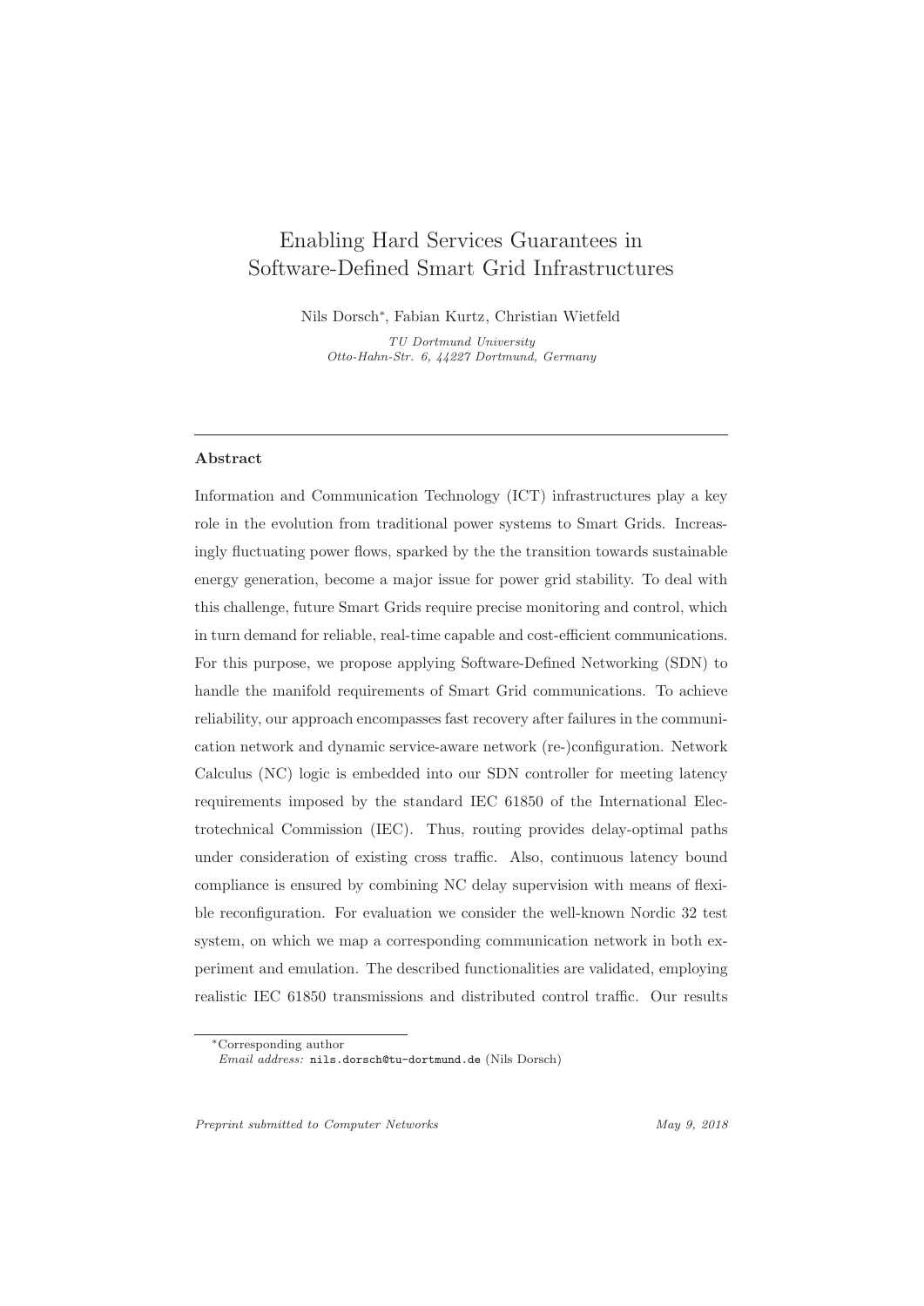# Enabling Hard Services Guarantees in Software-Defined Smart Grid Infrastructures

Nils Dorsch*, Fabian Kurtz, Christian Wietfeld

*TU Dortmund University*
*Otto-Hahn-Str. 6, 44227 Dortmund, Germany*

---

## Abstract

Information and Communication Technology (ICT) infrastructures play a key role in the evolution from traditional power systems to Smart Grids. Increasingly fluctuating power flows, sparked by the the transition towards sustainable energy generation, become a major issue for power grid stability. To deal with this challenge, future Smart Grids require precise monitoring and control, which in turn demand for reliable, real-time capable and cost-efficient communications. For this purpose, we propose applying Software-Defined Networking (SDN) to handle the manifold requirements of Smart Grid communications. To achieve reliability, our approach encompasses fast recovery after failures in the communication network and dynamic service-aware network (re-)configuration. Network Calculus (NC) logic is embedded into our SDN controller for meeting latency requirements imposed by the standard IEC 61850 of the International Electrotechnical Commission (IEC). Thus, routing provides delay-optimal paths under consideration of existing cross traffic. Also, continuous latency bound compliance is ensured by combining NC delay supervision with means of flexible reconfiguration. For evaluation we consider the well-known Nordic 32 test system, on which we map a corresponding communication network in both experiment and emulation. The described functionalities are validated, employing realistic IEC 61850 transmissions and distributed control traffic. Our results

---

*Corresponding author
*Email address:* nils.dorsch@tu-dortmund.de (Nils Dorsch)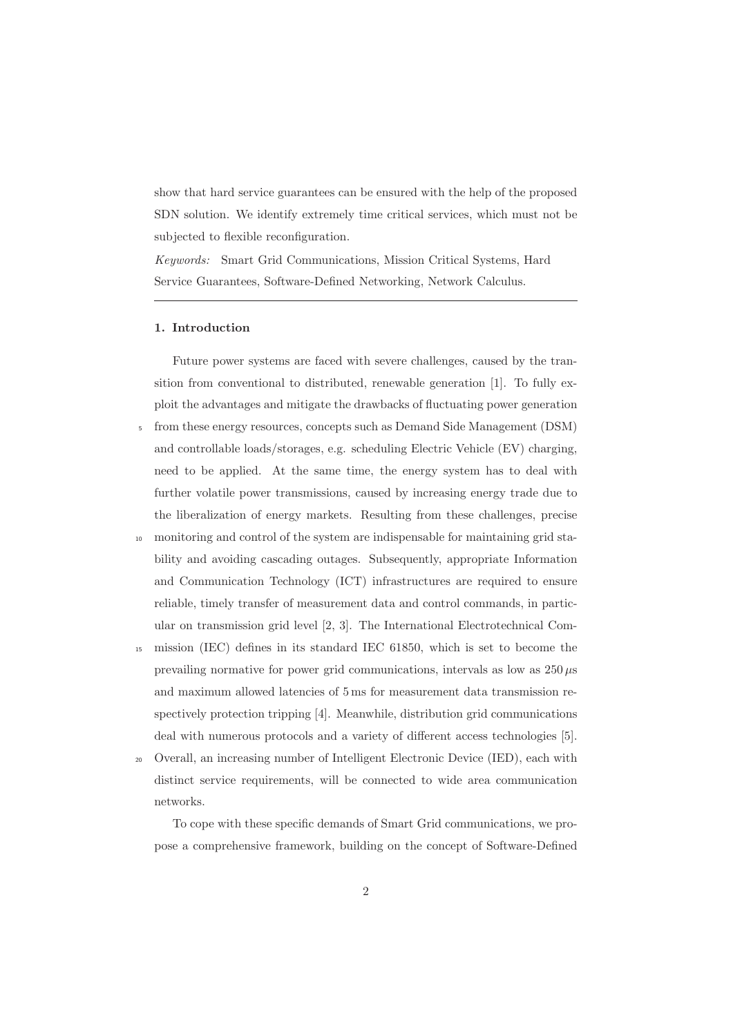show that hard service guarantees can be ensured with the help of the proposed SDN solution. We identify extremely time critical services, which must not be subjected to flexible reconfiguration.

*Keywords:* Smart Grid Communications, Mission Critical Systems, Hard Service Guarantees, Software-Defined Networking, Network Calculus.

---

## 1. Introduction

Future power systems are faced with severe challenges, caused by the transition from conventional to distributed, renewable generation [1]. To fully exploit the advantages and mitigate the drawbacks of fluctuating power generation from these energy resources, concepts such as Demand Side Management (DSM) and controllable loads/storages, e.g. scheduling Electric Vehicle (EV) charging, need to be applied. At the same time, the energy system has to deal with further volatile power transmissions, caused by increasing energy trade due to the liberalization of energy markets. Resulting from these challenges, precise monitoring and control of the system are indispensable for maintaining grid stability and avoiding cascading outages. Subsequently, appropriate Information and Communication Technology (ICT) infrastructures are required to ensure reliable, timely transfer of measurement data and control commands, in particular on transmission grid level [2, 3]. The International Electrotechnical Commission (IEC) defines in its standard IEC 61850, which is set to become the prevailing normative for power grid communications, intervals as low as $250\,\mu$s and maximum allowed latencies of 5 ms for measurement data transmission respectively protection tripping [4]. Meanwhile, distribution grid communications deal with numerous protocols and a variety of different access technologies [5]. Overall, an increasing number of Intelligent Electronic Device (IED), each with distinct service requirements, will be connected to wide area communication networks.

To cope with these specific demands of Smart Grid communications, we propose a comprehensive framework, building on the concept of Software-Defined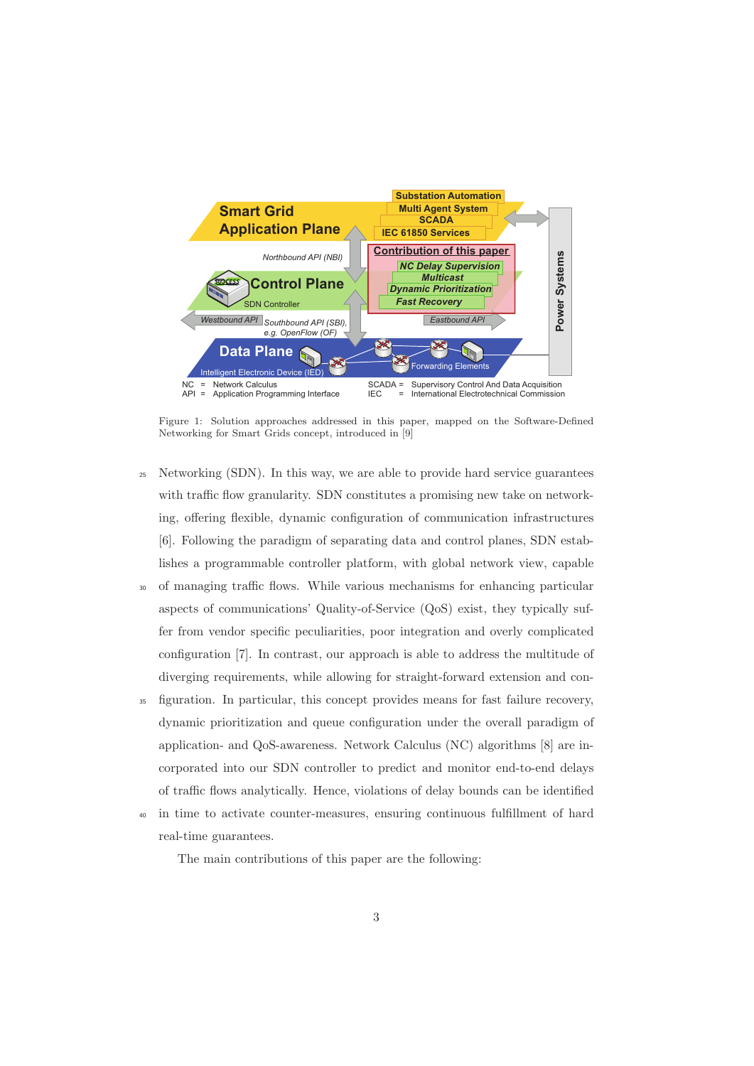Figure 1: Solution approaches addressed in this paper, mapped on the Software-Defined Networking for Smart Grids concept, introduced in [9]

Networking (SDN). In this way, we are able to provide hard service guarantees with traffic flow granularity. SDN constitutes a promising new take on networking, offering flexible, dynamic configuration of communication infrastructures [6]. Following the paradigm of separating data and control planes, SDN establishes a programmable controller platform, with global network view, capable of managing traffic flows. While various mechanisms for enhancing particular aspects of communications' Quality-of-Service (QoS) exist, they typically suffer from vendor specific peculiarities, poor integration and overly complicated configuration [7]. In contrast, our approach is able to address the multitude of diverging requirements, while allowing for straight-forward extension and configuration. In particular, this concept provides means for fast failure recovery, dynamic prioritization and queue configuration under the overall paradigm of application- and QoS-awareness. Network Calculus (NC) algorithms [8] are incorporated into our SDN controller to predict and monitor end-to-end delays of traffic flows analytically. Hence, violations of delay bounds can be identified in time to activate counter-measures, ensuring continuous fulfillment of hard real-time guarantees.

The main contributions of this paper are the following: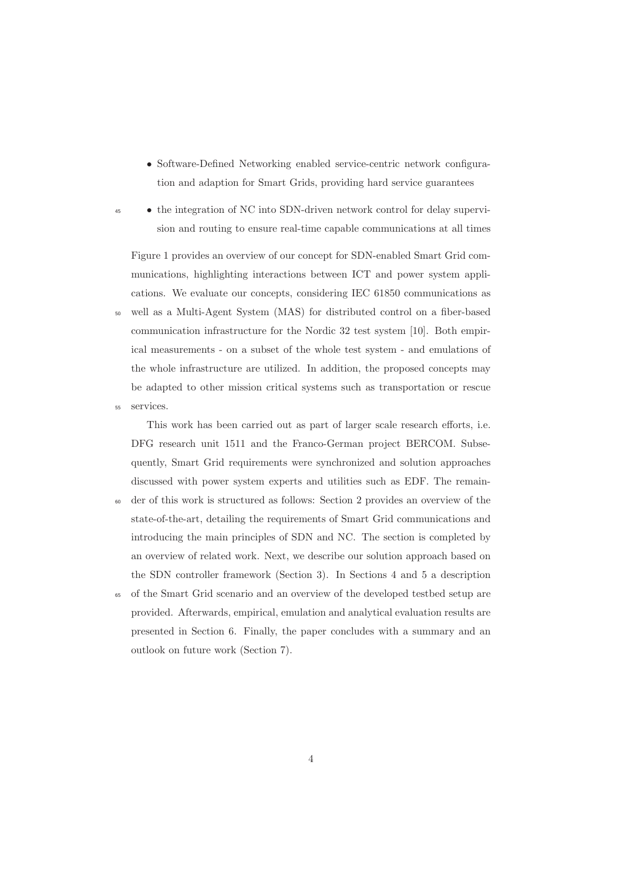- Software-Defined Networking enabled service-centric network configuration and adaption for Smart Grids, providing hard service guarantees
- the integration of NC into SDN-driven network control for delay supervision and routing to ensure real-time capable communications at all times

Figure 1 provides an overview of our concept for SDN-enabled Smart Grid communications, highlighting interactions between ICT and power system applications. We evaluate our concepts, considering IEC 61850 communications as well as a Multi-Agent System (MAS) for distributed control on a fiber-based communication infrastructure for the Nordic 32 test system [10]. Both empirical measurements - on a subset of the whole test system - and emulations of the whole infrastructure are utilized. In addition, the proposed concepts may be adapted to other mission critical systems such as transportation or rescue services.

This work has been carried out as part of larger scale research efforts, i.e. DFG research unit 1511 and the Franco-German project BERCOM. Subsequently, Smart Grid requirements were synchronized and solution approaches discussed with power system experts and utilities such as EDF. The remainder of this work is structured as follows: Section 2 provides an overview of the state-of-the-art, detailing the requirements of Smart Grid communications and introducing the main principles of SDN and NC. The section is completed by an overview of related work. Next, we describe our solution approach based on the SDN controller framework (Section 3). In Sections 4 and 5 a description of the Smart Grid scenario and an overview of the developed testbed setup are provided. Afterwards, empirical, emulation and analytical evaluation results are presented in Section 6. Finally, the paper concludes with a summary and an outlook on future work (Section 7).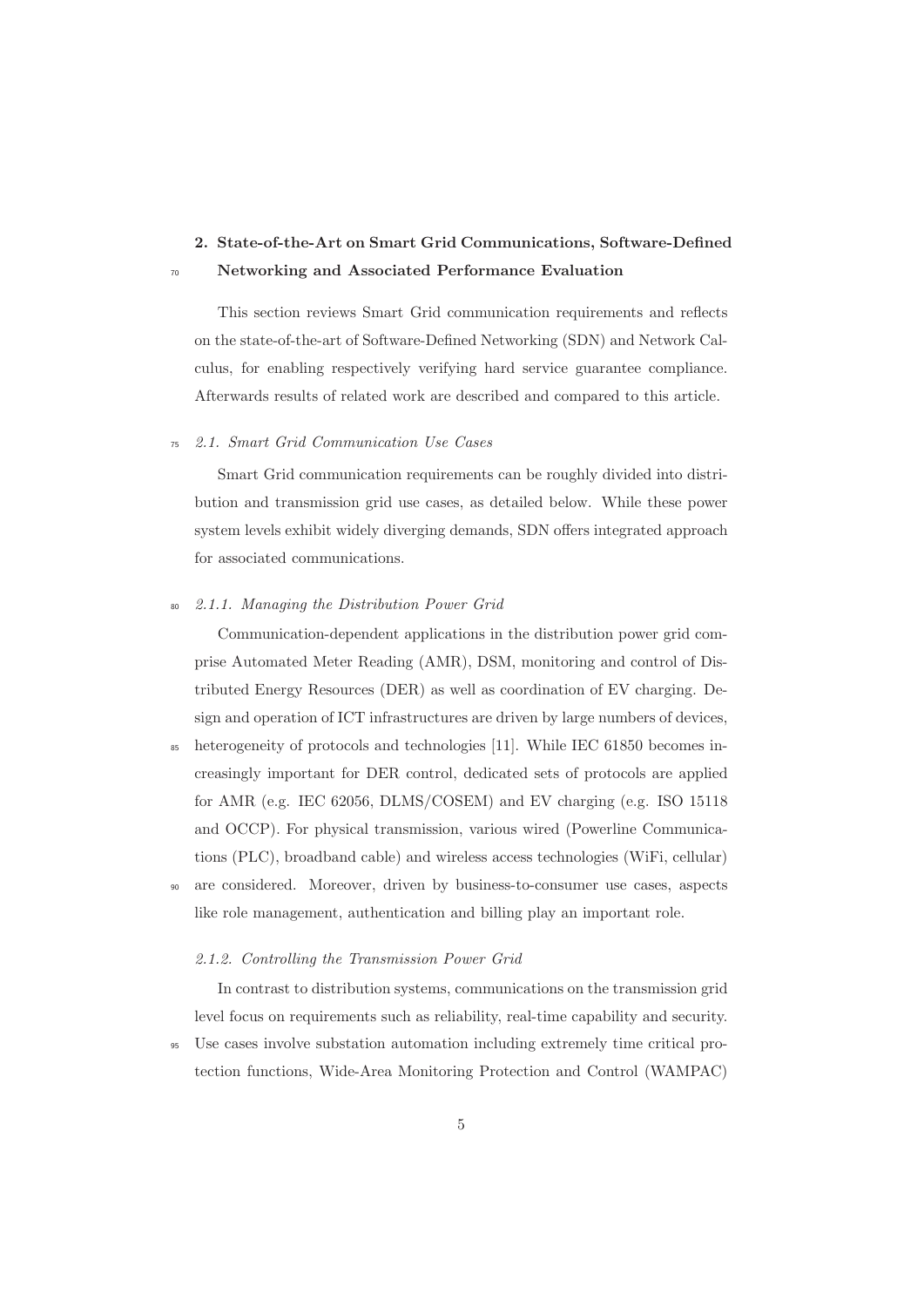## 2. State-of-the-Art on Smart Grid Communications, Software-Defined Networking and Associated Performance Evaluation

This section reviews Smart Grid communication requirements and reflects on the state-of-the-art of Software-Defined Networking (SDN) and Network Calculus, for enabling respectively verifying hard service guarantee compliance. Afterwards results of related work are described and compared to this article.

### *2.1. Smart Grid Communication Use Cases*

Smart Grid communication requirements can be roughly divided into distribution and transmission grid use cases, as detailed below. While these power system levels exhibit widely diverging demands, SDN offers integrated approach for associated communications.

#### *2.1.1. Managing the Distribution Power Grid*

Communication-dependent applications in the distribution power grid comprise Automated Meter Reading (AMR), DSM, monitoring and control of Distributed Energy Resources (DER) as well as coordination of EV charging. Design and operation of ICT infrastructures are driven by large numbers of devices, heterogeneity of protocols and technologies [11]. While IEC 61850 becomes increasingly important for DER control, dedicated sets of protocols are applied for AMR (e.g. IEC 62056, DLMS/COSEM) and EV charging (e.g. ISO 15118 and OCCP). For physical transmission, various wired (Powerline Communications (PLC), broadband cable) and wireless access technologies (WiFi, cellular) are considered. Moreover, driven by business-to-consumer use cases, aspects like role management, authentication and billing play an important role.

#### *2.1.2. Controlling the Transmission Power Grid*

In contrast to distribution systems, communications on the transmission grid level focus on requirements such as reliability, real-time capability and security. Use cases involve substation automation including extremely time critical protection functions, Wide-Area Monitoring Protection and Control (WAMPAC)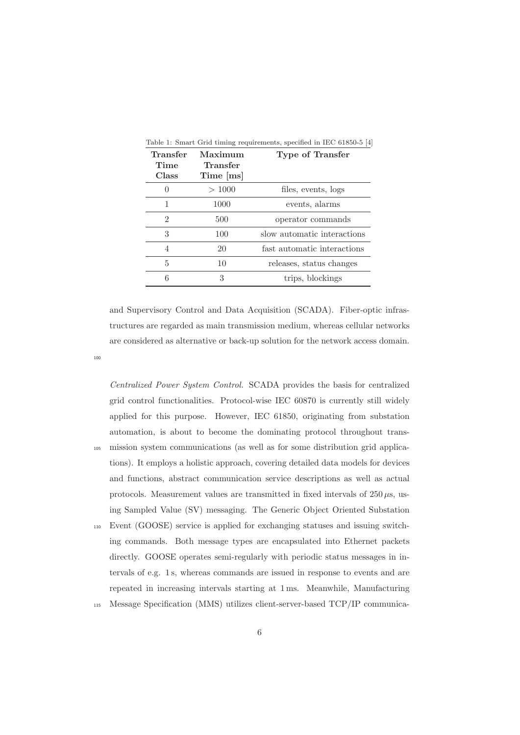Table 1: Smart Grid timing requirements, specified in IEC 61850-5 [4]

| **Transfer Time Class** | **Maximum Transfer Time [ms]** | **Type of Transfer** |
|---|---|---|
| 0 | > 1000 | files, events, logs |
| 1 | 1000 | events, alarms |
| 2 | 500 | operator commands |
| 3 | 100 | slow automatic interactions |
| 4 | 20 | fast automatic interactions |
| 5 | 10 | releases, status changes |
| 6 | 3 | trips, blockings |

and Supervisory Control and Data Acquisition (SCADA). Fiber-optic infrastructures are regarded as main transmission medium, whereas cellular networks are considered as alternative or back-up solution for the network access domain.

*Centralized Power System Control.* SCADA provides the basis for centralized grid control functionalities. Protocol-wise IEC 60870 is currently still widely applied for this purpose. However, IEC 61850, originating from substation automation, is about to become the dominating protocol throughout transmission system communications (as well as for some distribution grid applications). It employs a holistic approach, covering detailed data models for devices and functions, abstract communication service descriptions as well as actual protocols. Measurement values are transmitted in fixed intervals of $250\,\mu$s, using Sampled Value (SV) messaging. The Generic Object Oriented Substation Event (GOOSE) service is applied for exchanging statuses and issuing switching commands. Both message types are encapsulated into Ethernet packets directly. GOOSE operates semi-regularly with periodic status messages in intervals of e.g. 1 s, whereas commands are issued in response to events and are repeated in increasing intervals starting at 1 ms. Meanwhile, Manufacturing Message Specification (MMS) utilizes client-server-based TCP/IP communica-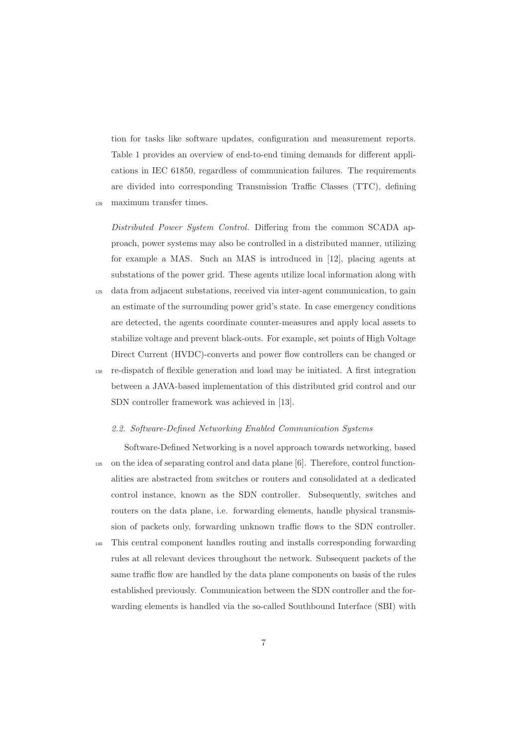tion for tasks like software updates, configuration and measurement reports. Table 1 provides an overview of end-to-end timing demands for different applications in IEC 61850, regardless of communication failures. The requirements are divided into corresponding Transmission Traffic Classes (TTC), defining maximum transfer times.

*Distributed Power System Control.* Differing from the common SCADA approach, power systems may also be controlled in a distributed manner, utilizing for example a MAS. Such an MAS is introduced in [12], placing agents at substations of the power grid. These agents utilize local information along with data from adjacent substations, received via inter-agent communication, to gain an estimate of the surrounding power grid's state. In case emergency conditions are detected, the agents coordinate counter-measures and apply local assets to stabilize voltage and prevent black-outs. For example, set points of High Voltage Direct Current (HVDC)-converts and power flow controllers can be changed or re-dispatch of flexible generation and load may be initiated. A first integration between a JAVA-based implementation of this distributed grid control and our SDN controller framework was achieved in [13].

### *2.2. Software-Defined Networking Enabled Communication Systems*

Software-Defined Networking is a novel approach towards networking, based on the idea of separating control and data plane [6]. Therefore, control functionalities are abstracted from switches or routers and consolidated at a dedicated control instance, known as the SDN controller. Subsequently, switches and routers on the data plane, i.e. forwarding elements, handle physical transmission of packets only, forwarding unknown traffic flows to the SDN controller. This central component handles routing and installs corresponding forwarding rules at all relevant devices throughout the network. Subsequent packets of the same traffic flow are handled by the data plane components on basis of the rules established previously. Communication between the SDN controller and the forwarding elements is handled via the so-called Southbound Interface (SBI) with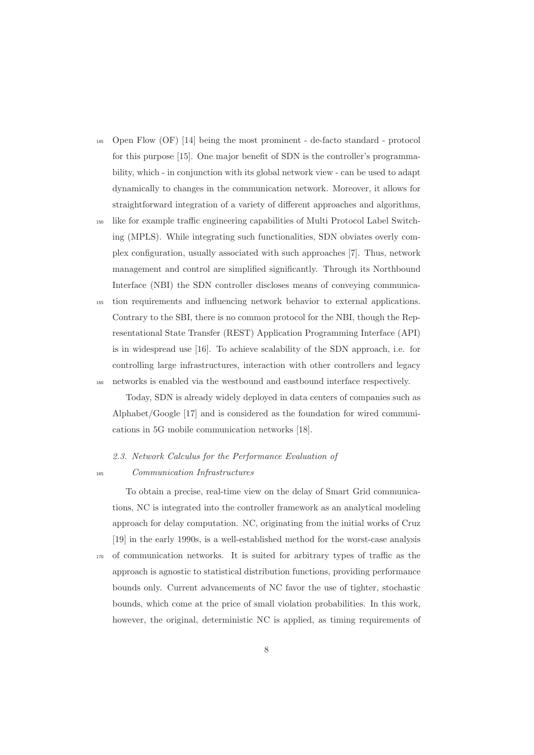Open Flow (OF) [14] being the most prominent - de-facto standard - protocol for this purpose [15]. One major benefit of SDN is the controller's programmability, which - in conjunction with its global network view - can be used to adapt dynamically to changes in the communication network. Moreover, it allows for straightforward integration of a variety of different approaches and algorithms, like for example traffic engineering capabilities of Multi Protocol Label Switching (MPLS). While integrating such functionalities, SDN obviates overly complex configuration, usually associated with such approaches [7]. Thus, network management and control are simplified significantly. Through its Northbound Interface (NBI) the SDN controller discloses means of conveying communication requirements and influencing network behavior to external applications. Contrary to the SBI, there is no common protocol for the NBI, though the Representational State Transfer (REST) Application Programming Interface (API) is in widespread use [16]. To achieve scalability of the SDN approach, i.e. for controlling large infrastructures, interaction with other controllers and legacy networks is enabled via the westbound and eastbound interface respectively.

Today, SDN is already widely deployed in data centers of companies such as Alphabet/Google [17] and is considered as the foundation for wired communications in 5G mobile communication networks [18].

### *2.3. Network Calculus for the Performance Evaluation of Communication Infrastructures*

To obtain a precise, real-time view on the delay of Smart Grid communications, NC is integrated into the controller framework as an analytical modeling approach for delay computation. NC, originating from the initial works of Cruz [19] in the early 1990s, is a well-established method for the worst-case analysis of communication networks. It is suited for arbitrary types of traffic as the approach is agnostic to statistical distribution functions, providing performance bounds only. Current advancements of NC favor the use of tighter, stochastic bounds, which come at the price of small violation probabilities. In this work, however, the original, deterministic NC is applied, as timing requirements of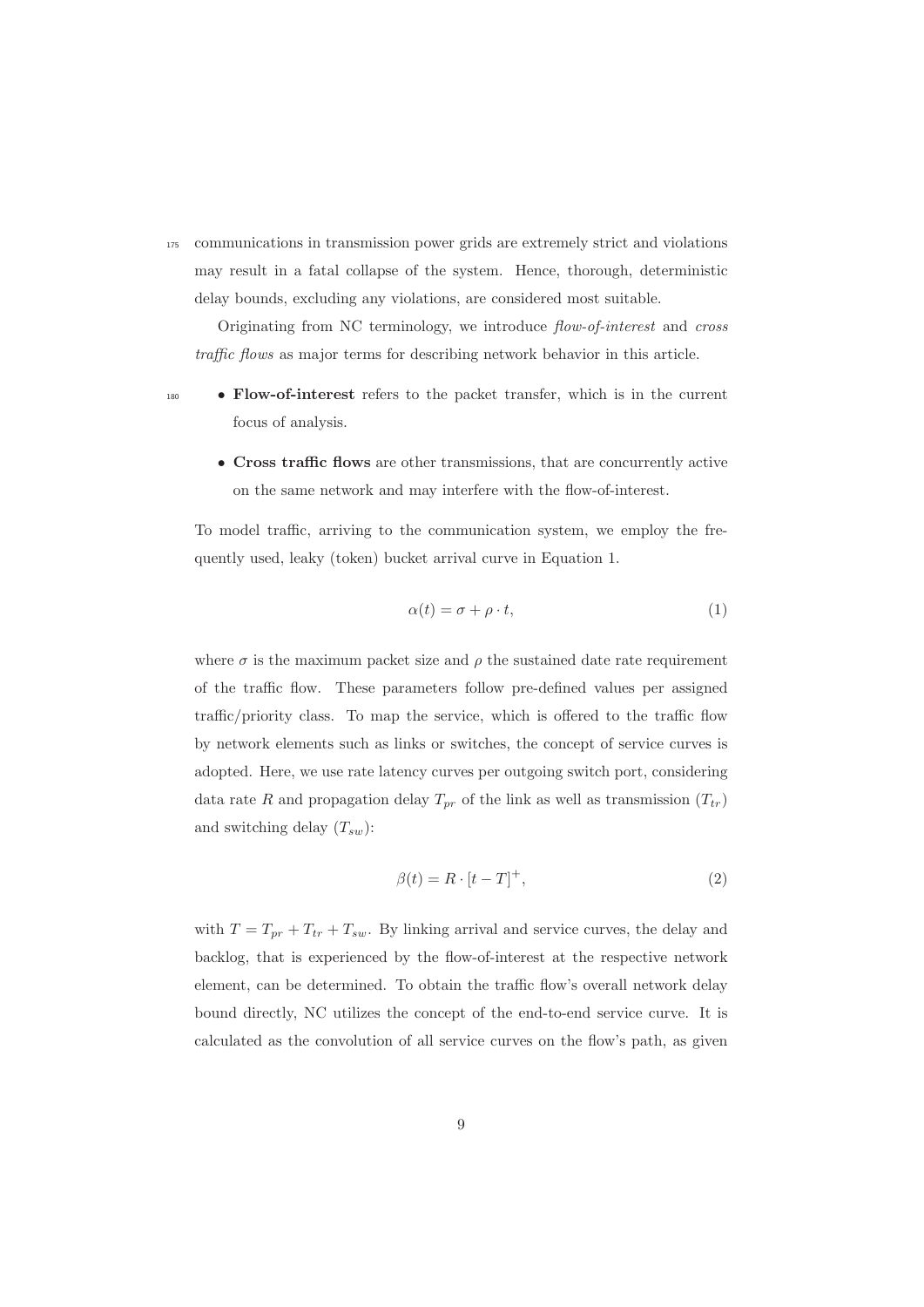communications in transmission power grids are extremely strict and violations may result in a fatal collapse of the system. Hence, thorough, deterministic delay bounds, excluding any violations, are considered most suitable.

Originating from NC terminology, we introduce *flow-of-interest* and *cross traffic flows* as major terms for describing network behavior in this article.

- **Flow-of-interest** refers to the packet transfer, which is in the current focus of analysis.
- **Cross traffic flows** are other transmissions, that are concurrently active on the same network and may interfere with the flow-of-interest.

To model traffic, arriving to the communication system, we employ the frequently used, leaky (token) bucket arrival curve in Equation 1.

$$\alpha(t) = \sigma + \rho \cdot t, \tag{1}$$

where $\sigma$ is the maximum packet size and $\rho$ the sustained date rate requirement of the traffic flow. These parameters follow pre-defined values per assigned traffic/priority class. To map the service, which is offered to the traffic flow by network elements such as links or switches, the concept of service curves is adopted. Here, we use rate latency curves per outgoing switch port, considering data rate $R$ and propagation delay $T_{pr}$ of the link as well as transmission ($T_{tr}$) and switching delay ($T_{sw}$):

$$\beta(t) = R \cdot [t - T]^{+}, \tag{2}$$

with $T = T_{pr} + T_{tr} + T_{sw}$. By linking arrival and service curves, the delay and backlog, that is experienced by the flow-of-interest at the respective network element, can be determined. To obtain the traffic flow's overall network delay bound directly, NC utilizes the concept of the end-to-end service curve. It is calculated as the convolution of all service curves on the flow's path, as given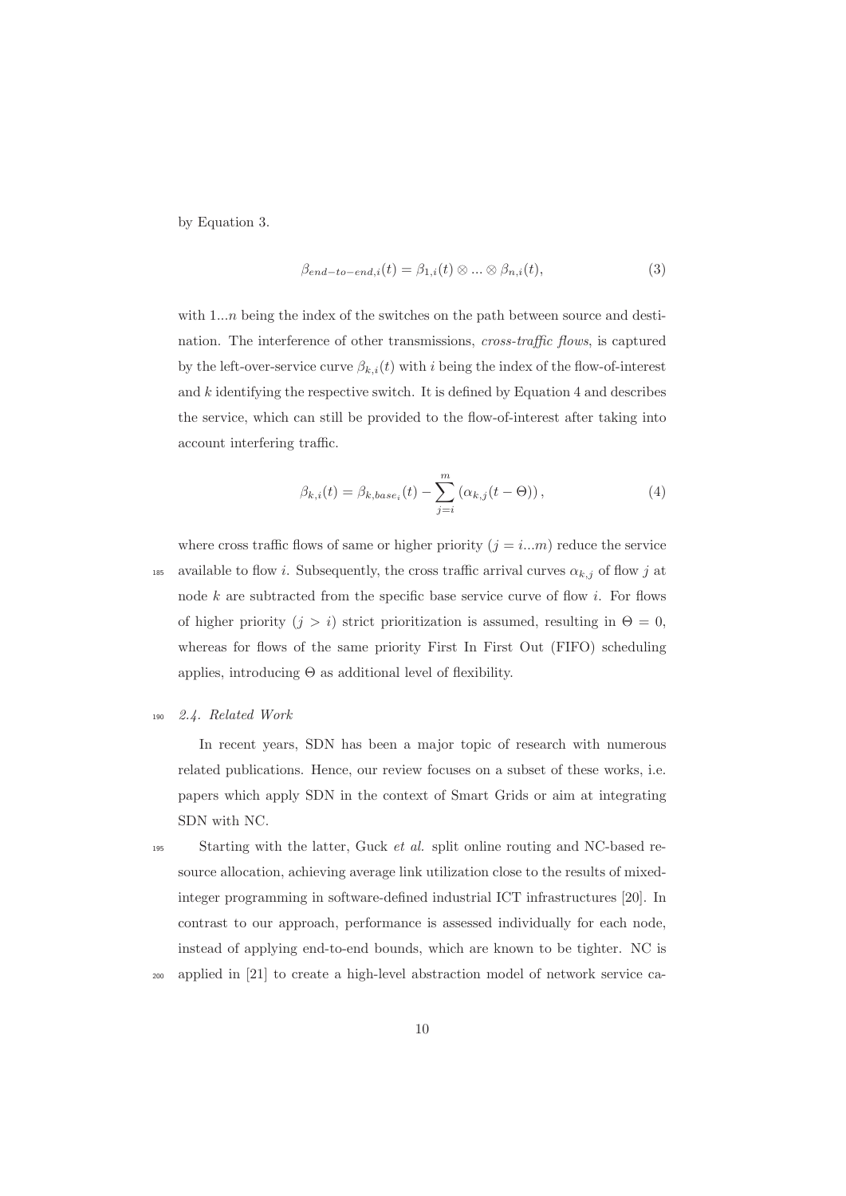by Equation 3.

$$\beta_{end-to-end,i}(t) = \beta_{1,i}(t) \otimes ... \otimes \beta_{n,i}(t), \tag{3}$$

with $1...n$ being the index of the switches on the path between source and destination. The interference of other transmissions, *cross-traffic flows*, is captured by the left-over-service curve $\beta_{k,i}(t)$ with $i$ being the index of the flow-of-interest and $k$ identifying the respective switch. It is defined by Equation 4 and describes the service, which can still be provided to the flow-of-interest after taking into account interfering traffic.

$$\beta_{k,i}(t) = \beta_{k,base_i}(t) - \sum_{j=i}^{m} \left(\alpha_{k,j}(t - \Theta)\right), \tag{4}$$

where cross traffic flows of same or higher priority ($j = i...m$) reduce the service available to flow $i$. Subsequently, the cross traffic arrival curves $\alpha_{k,j}$ of flow $j$ at node $k$ are subtracted from the specific base service curve of flow $i$. For flows of higher priority ($j > i$) strict prioritization is assumed, resulting in $\Theta = 0$, whereas for flows of the same priority First In First Out (FIFO) scheduling applies, introducing $\Theta$ as additional level of flexibility.

### 2.4. Related Work

In recent years, SDN has been a major topic of research with numerous related publications. Hence, our review focuses on a subset of these works, i.e. papers which apply SDN in the context of Smart Grids or aim at integrating SDN with NC.

Starting with the latter, Guck *et al.* split online routing and NC-based resource allocation, achieving average link utilization close to the results of mixed-integer programming in software-defined industrial ICT infrastructures [20]. In contrast to our approach, performance is assessed individually for each node, instead of applying end-to-end bounds, which are known to be tighter. NC is applied in [21] to create a high-level abstraction model of network service ca-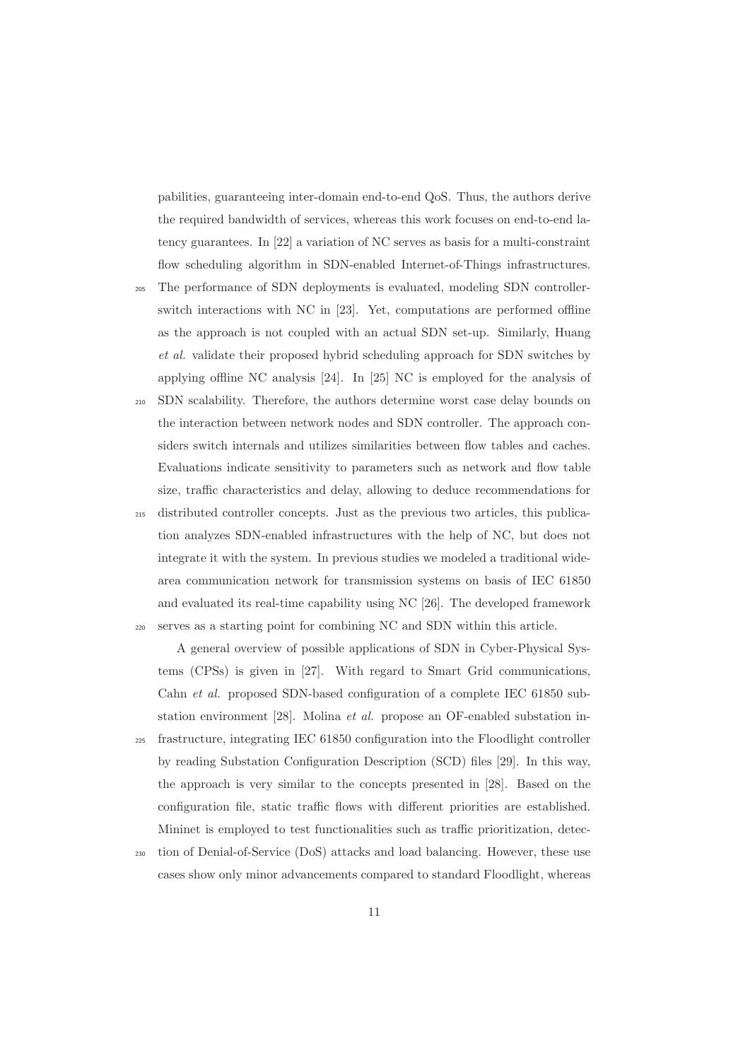pabilities, guaranteeing inter-domain end-to-end QoS. Thus, the authors derive the required bandwidth of services, whereas this work focuses on end-to-end latency guarantees. In [22] a variation of NC serves as basis for a multi-constraint flow scheduling algorithm in SDN-enabled Internet-of-Things infrastructures. The performance of SDN deployments is evaluated, modeling SDN controller-switch interactions with NC in [23]. Yet, computations are performed offline as the approach is not coupled with an actual SDN set-up. Similarly, Huang *et al.* validate their proposed hybrid scheduling approach for SDN switches by applying offline NC analysis [24]. In [25] NC is employed for the analysis of SDN scalability. Therefore, the authors determine worst case delay bounds on the interaction between network nodes and SDN controller. The approach considers switch internals and utilizes similarities between flow tables and caches. Evaluations indicate sensitivity to parameters such as network and flow table size, traffic characteristics and delay, allowing to deduce recommendations for distributed controller concepts. Just as the previous two articles, this publication analyzes SDN-enabled infrastructures with the help of NC, but does not integrate it with the system. In previous studies we modeled a traditional wide-area communication network for transmission systems on basis of IEC 61850 and evaluated its real-time capability using NC [26]. The developed framework serves as a starting point for combining NC and SDN within this article.

A general overview of possible applications of SDN in Cyber-Physical Systems (CPSs) is given in [27]. With regard to Smart Grid communications, Cahn *et al.* proposed SDN-based configuration of a complete IEC 61850 substation environment [28]. Molina *et al.* propose an OF-enabled substation infrastructure, integrating IEC 61850 configuration into the Floodlight controller by reading Substation Configuration Description (SCD) files [29]. In this way, the approach is very similar to the concepts presented in [28]. Based on the configuration file, static traffic flows with different priorities are established. Mininet is employed to test functionalities such as traffic prioritization, detection of Denial-of-Service (DoS) attacks and load balancing. However, these use cases show only minor advancements compared to standard Floodlight, whereas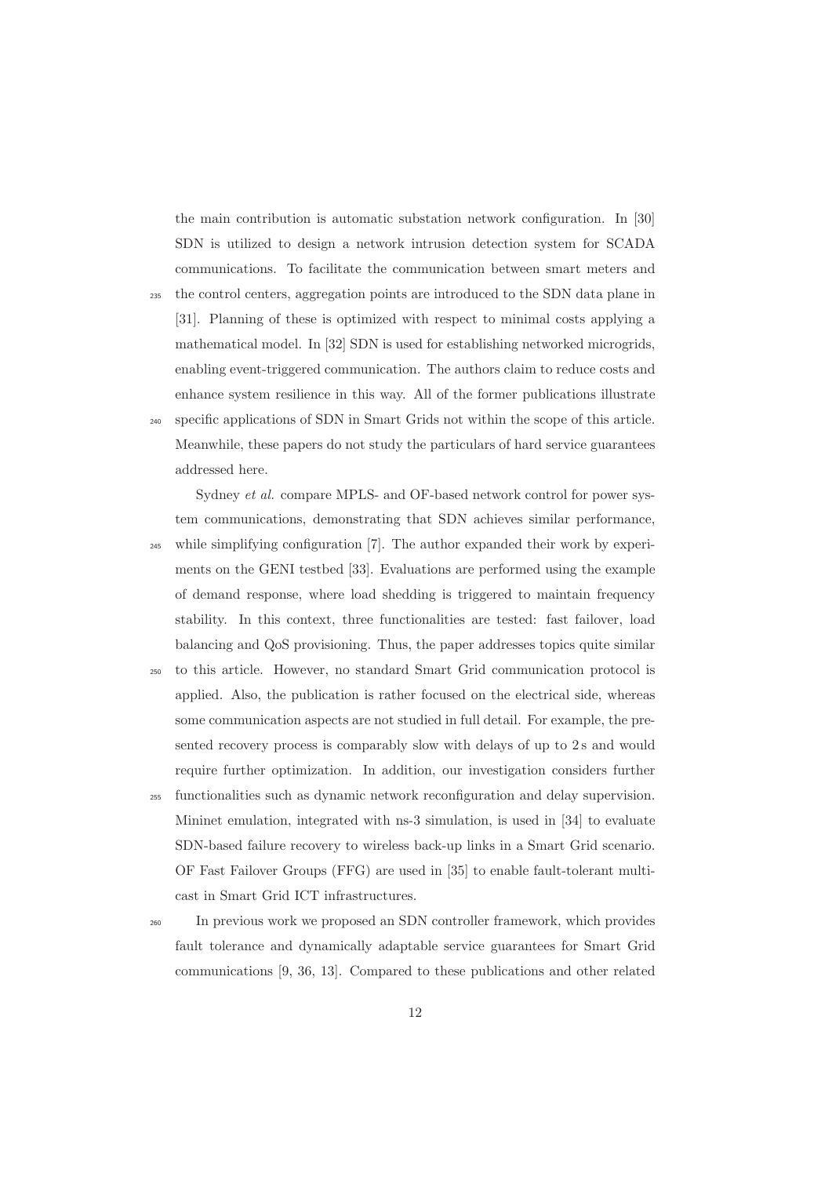the main contribution is automatic substation network configuration. In [30] SDN is utilized to design a network intrusion detection system for SCADA communications. To facilitate the communication between smart meters and the control centers, aggregation points are introduced to the SDN data plane in [31]. Planning of these is optimized with respect to minimal costs applying a mathematical model. In [32] SDN is used for establishing networked microgrids, enabling event-triggered communication. The authors claim to reduce costs and enhance system resilience in this way. All of the former publications illustrate specific applications of SDN in Smart Grids not within the scope of this article. Meanwhile, these papers do not study the particulars of hard service guarantees addressed here.

Sydney *et al.* compare MPLS- and OF-based network control for power system communications, demonstrating that SDN achieves similar performance, while simplifying configuration [7]. The author expanded their work by experiments on the GENI testbed [33]. Evaluations are performed using the example of demand response, where load shedding is triggered to maintain frequency stability. In this context, three functionalities are tested: fast failover, load balancing and QoS provisioning. Thus, the paper addresses topics quite similar to this article. However, no standard Smart Grid communication protocol is applied. Also, the publication is rather focused on the electrical side, whereas some communication aspects are not studied in full detail. For example, the presented recovery process is comparably slow with delays of up to 2 s and would require further optimization. In addition, our investigation considers further functionalities such as dynamic network reconfiguration and delay supervision. Mininet emulation, integrated with ns-3 simulation, is used in [34] to evaluate SDN-based failure recovery to wireless back-up links in a Smart Grid scenario. OF Fast Failover Groups (FFG) are used in [35] to enable fault-tolerant multicast in Smart Grid ICT infrastructures.

In previous work we proposed an SDN controller framework, which provides fault tolerance and dynamically adaptable service guarantees for Smart Grid communications [9, 36, 13]. Compared to these publications and other related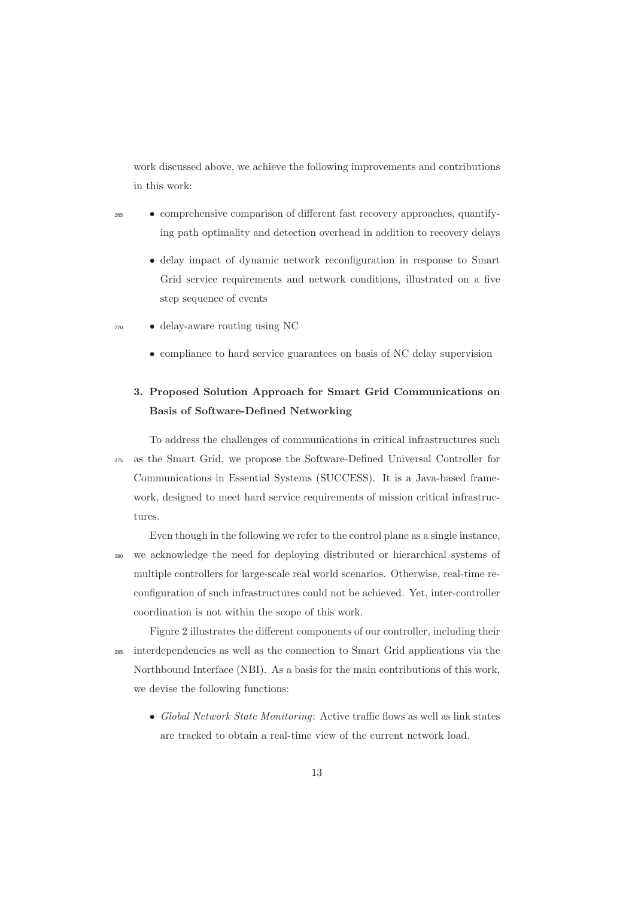work discussed above, we achieve the following improvements and contributions in this work:

- comprehensive comparison of different fast recovery approaches, quantifying path optimality and detection overhead in addition to recovery delays
- delay impact of dynamic network reconfiguration in response to Smart Grid service requirements and network conditions, illustrated on a five step sequence of events
- delay-aware routing using NC
- compliance to hard service guarantees on basis of NC delay supervision

## 3. Proposed Solution Approach for Smart Grid Communications on Basis of Software-Defined Networking

To address the challenges of communications in critical infrastructures such as the Smart Grid, we propose the Software-Defined Universal Controller for Communications in Essential Systems (SUCCESS). It is a Java-based framework, designed to meet hard service requirements of mission critical infrastructures.

Even though in the following we refer to the control plane as a single instance, we acknowledge the need for deploying distributed or hierarchical systems of multiple controllers for large-scale real world scenarios. Otherwise, real-time reconfiguration of such infrastructures could not be achieved. Yet, inter-controller coordination is not within the scope of this work.

Figure 2 illustrates the different components of our controller, including their interdependencies as well as the connection to Smart Grid applications via the Northbound Interface (NBI). As a basis for the main contributions of this work, we devise the following functions:

- *Global Network State Monitoring*: Active traffic flows as well as link states are tracked to obtain a real-time view of the current network load.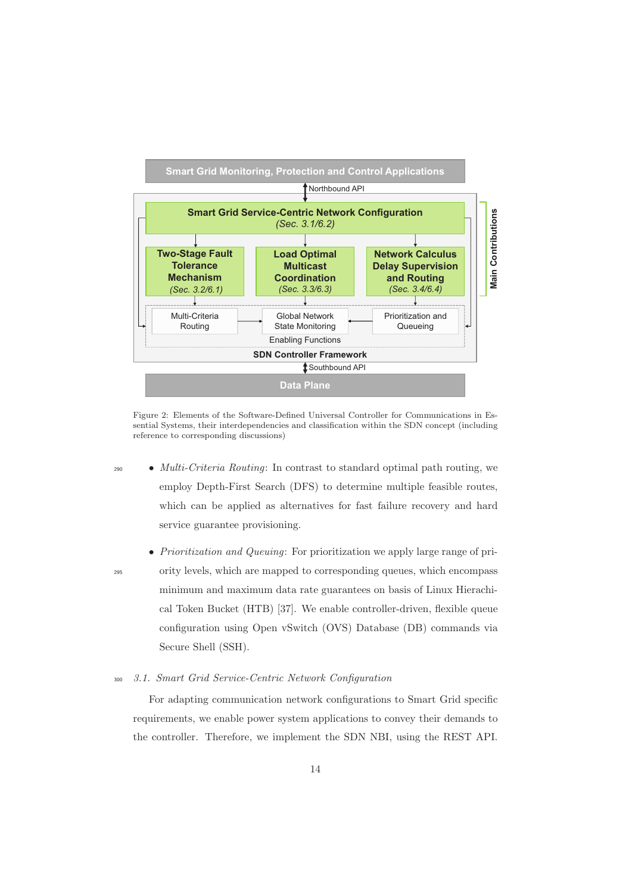Figure 2: Elements of the Software-Defined Universal Controller for Communications in Essential Systems, their interdependencies and classification within the SDN concept (including reference to corresponding discussions)

- *Multi-Criteria Routing*: In contrast to standard optimal path routing, we employ Depth-First Search (DFS) to determine multiple feasible routes, which can be applied as alternatives for fast failure recovery and hard service guarantee provisioning.
- *Prioritization and Queuing*: For prioritization we apply large range of priority levels, which are mapped to corresponding queues, which encompass minimum and maximum data rate guarantees on basis of Linux Hierachical Token Bucket (HTB) [37]. We enable controller-driven, flexible queue configuration using Open vSwitch (OVS) Database (DB) commands via Secure Shell (SSH).

### 3.1. Smart Grid Service-Centric Network Configuration

For adapting communication network configurations to Smart Grid specific requirements, we enable power system applications to convey their demands to the controller. Therefore, we implement the SDN NBI, using the REST API.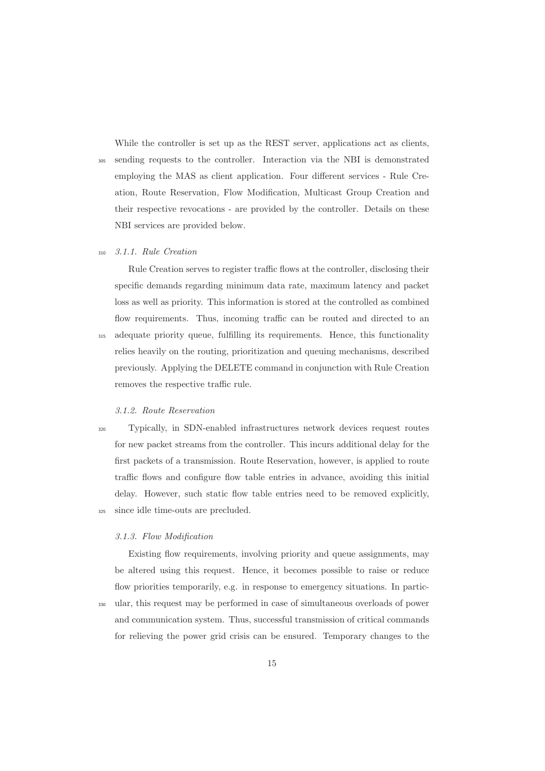While the controller is set up as the REST server, applications act as clients, sending requests to the controller. Interaction via the NBI is demonstrated employing the MAS as client application. Four different services - Rule Creation, Route Reservation, Flow Modification, Multicast Group Creation and their respective revocations - are provided by the controller. Details on these NBI services are provided below.

#### *3.1.1. Rule Creation*

Rule Creation serves to register traffic flows at the controller, disclosing their specific demands regarding minimum data rate, maximum latency and packet loss as well as priority. This information is stored at the controlled as combined flow requirements. Thus, incoming traffic can be routed and directed to an adequate priority queue, fulfilling its requirements. Hence, this functionality relies heavily on the routing, prioritization and queuing mechanisms, described previously. Applying the DELETE command in conjunction with Rule Creation removes the respective traffic rule.

#### *3.1.2. Route Reservation*

Typically, in SDN-enabled infrastructures network devices request routes for new packet streams from the controller. This incurs additional delay for the first packets of a transmission. Route Reservation, however, is applied to route traffic flows and configure flow table entries in advance, avoiding this initial delay. However, such static flow table entries need to be removed explicitly, since idle time-outs are precluded.

#### *3.1.3. Flow Modification*

Existing flow requirements, involving priority and queue assignments, may be altered using this request. Hence, it becomes possible to raise or reduce flow priorities temporarily, e.g. in response to emergency situations. In particular, this request may be performed in case of simultaneous overloads of power and communication system. Thus, successful transmission of critical commands for relieving the power grid crisis can be ensured. Temporary changes to the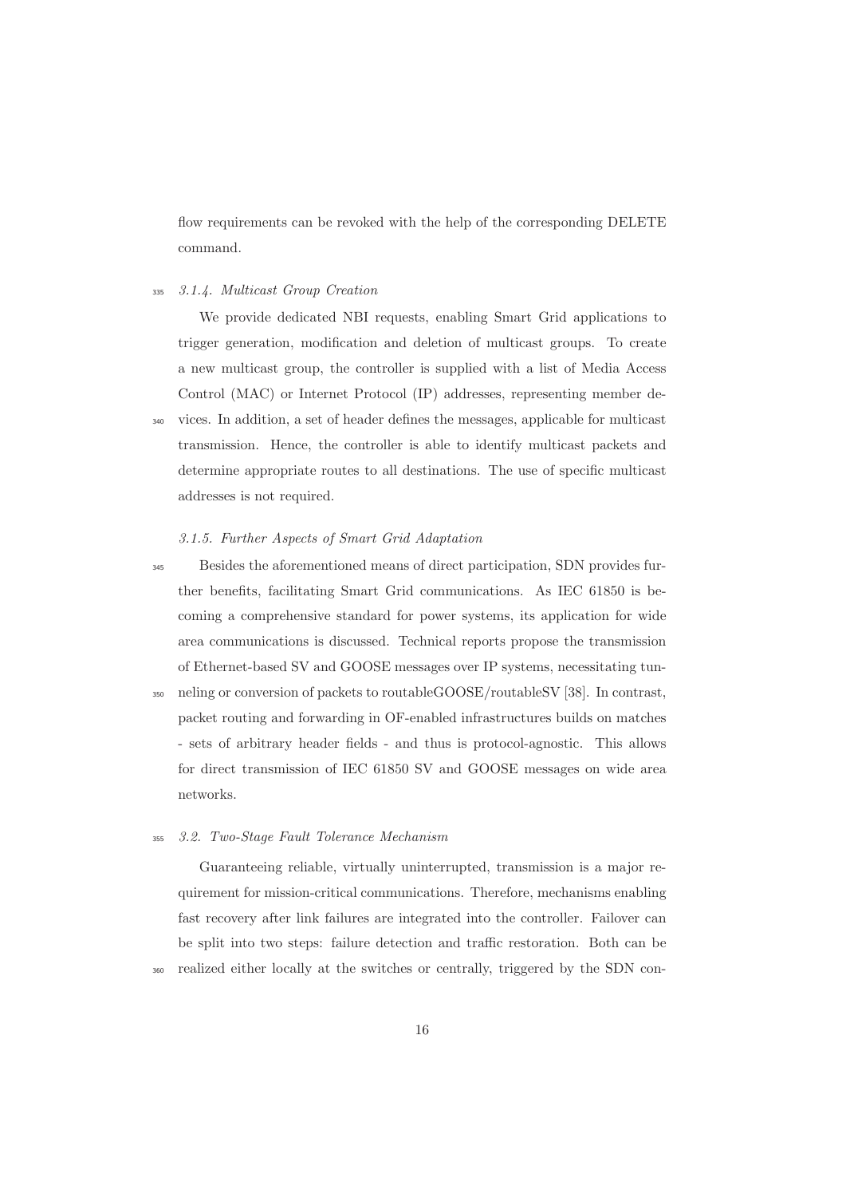flow requirements can be revoked with the help of the corresponding DELETE command.

#### *3.1.4. Multicast Group Creation*

We provide dedicated NBI requests, enabling Smart Grid applications to trigger generation, modification and deletion of multicast groups. To create a new multicast group, the controller is supplied with a list of Media Access Control (MAC) or Internet Protocol (IP) addresses, representing member devices. In addition, a set of header defines the messages, applicable for multicast transmission. Hence, the controller is able to identify multicast packets and determine appropriate routes to all destinations. The use of specific multicast addresses is not required.

#### *3.1.5. Further Aspects of Smart Grid Adaptation*

Besides the aforementioned means of direct participation, SDN provides further benefits, facilitating Smart Grid communications. As IEC 61850 is becoming a comprehensive standard for power systems, its application for wide area communications is discussed. Technical reports propose the transmission of Ethernet-based SV and GOOSE messages over IP systems, necessitating tunneling or conversion of packets to routableGOOSE/routableSV [38]. In contrast, packet routing and forwarding in OF-enabled infrastructures builds on matches - sets of arbitrary header fields - and thus is protocol-agnostic. This allows for direct transmission of IEC 61850 SV and GOOSE messages on wide area networks.

### *3.2. Two-Stage Fault Tolerance Mechanism*

Guaranteeing reliable, virtually uninterrupted, transmission is a major requirement for mission-critical communications. Therefore, mechanisms enabling fast recovery after link failures are integrated into the controller. Failover can be split into two steps: failure detection and traffic restoration. Both can be realized either locally at the switches or centrally, triggered by the SDN con-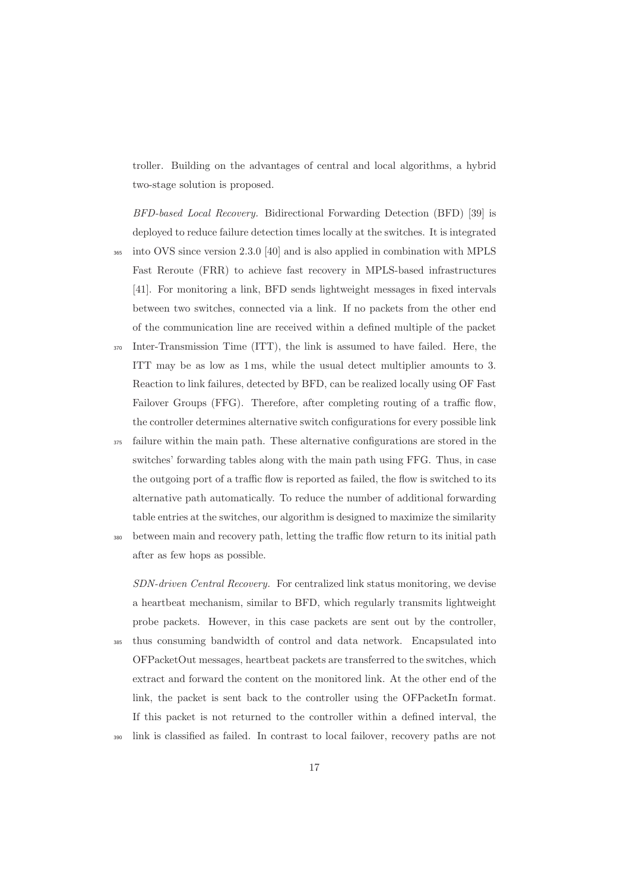troller. Building on the advantages of central and local algorithms, a hybrid two-stage solution is proposed.

*BFD-based Local Recovery.* Bidirectional Forwarding Detection (BFD) [39] is deployed to reduce failure detection times locally at the switches. It is integrated into OVS since version 2.3.0 [40] and is also applied in combination with MPLS Fast Reroute (FRR) to achieve fast recovery in MPLS-based infrastructures [41]. For monitoring a link, BFD sends lightweight messages in fixed intervals between two switches, connected via a link. If no packets from the other end of the communication line are received within a defined multiple of the packet Inter-Transmission Time (ITT), the link is assumed to have failed. Here, the ITT may be as low as 1 ms, while the usual detect multiplier amounts to 3. Reaction to link failures, detected by BFD, can be realized locally using OF Fast Failover Groups (FFG). Therefore, after completing routing of a traffic flow, the controller determines alternative switch configurations for every possible link failure within the main path. These alternative configurations are stored in the switches' forwarding tables along with the main path using FFG. Thus, in case the outgoing port of a traffic flow is reported as failed, the flow is switched to its alternative path automatically. To reduce the number of additional forwarding table entries at the switches, our algorithm is designed to maximize the similarity between main and recovery path, letting the traffic flow return to its initial path after as few hops as possible.

*SDN-driven Central Recovery.* For centralized link status monitoring, we devise a heartbeat mechanism, similar to BFD, which regularly transmits lightweight probe packets. However, in this case packets are sent out by the controller, thus consuming bandwidth of control and data network. Encapsulated into OFPacketOut messages, heartbeat packets are transferred to the switches, which extract and forward the content on the monitored link. At the other end of the link, the packet is sent back to the controller using the OFPacketIn format. If this packet is not returned to the controller within a defined interval, the link is classified as failed. In contrast to local failover, recovery paths are not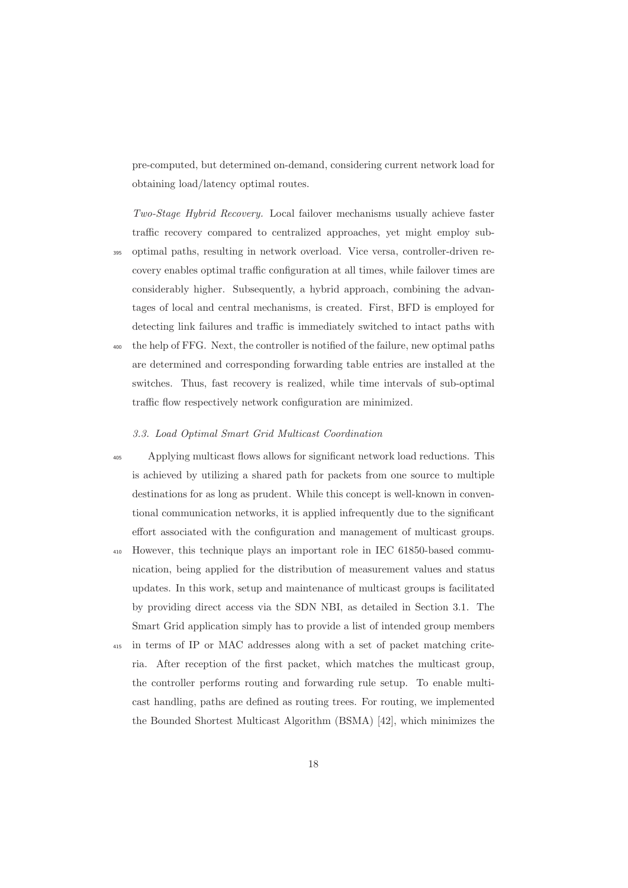pre-computed, but determined on-demand, considering current network load for obtaining load/latency optimal routes.

*Two-Stage Hybrid Recovery.* Local failover mechanisms usually achieve faster traffic recovery compared to centralized approaches, yet might employ sub-optimal paths, resulting in network overload. Vice versa, controller-driven recovery enables optimal traffic configuration at all times, while failover times are considerably higher. Subsequently, a hybrid approach, combining the advantages of local and central mechanisms, is created. First, BFD is employed for detecting link failures and traffic is immediately switched to intact paths with the help of FFG. Next, the controller is notified of the failure, new optimal paths are determined and corresponding forwarding table entries are installed at the switches. Thus, fast recovery is realized, while time intervals of sub-optimal traffic flow respectively network configuration are minimized.

### *3.3. Load Optimal Smart Grid Multicast Coordination*

Applying multicast flows allows for significant network load reductions. This is achieved by utilizing a shared path for packets from one source to multiple destinations for as long as prudent. While this concept is well-known in conventional communication networks, it is applied infrequently due to the significant effort associated with the configuration and management of multicast groups. However, this technique plays an important role in IEC 61850-based communication, being applied for the distribution of measurement values and status updates. In this work, setup and maintenance of multicast groups is facilitated by providing direct access via the SDN NBI, as detailed in Section 3.1. The Smart Grid application simply has to provide a list of intended group members in terms of IP or MAC addresses along with a set of packet matching criteria. After reception of the first packet, which matches the multicast group, the controller performs routing and forwarding rule setup. To enable multicast handling, paths are defined as routing trees. For routing, we implemented the Bounded Shortest Multicast Algorithm (BSMA) [42], which minimizes the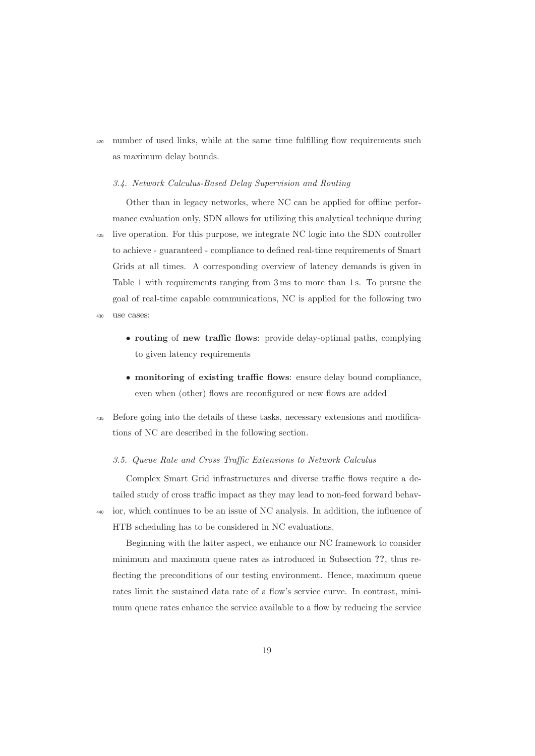number of used links, while at the same time fulfilling flow requirements such as maximum delay bounds.

### 3.4. Network Calculus-Based Delay Supervision and Routing

Other than in legacy networks, where NC can be applied for offline performance evaluation only, SDN allows for utilizing this analytical technique during live operation. For this purpose, we integrate NC logic into the SDN controller to achieve - guaranteed - compliance to defined real-time requirements of Smart Grids at all times. A corresponding overview of latency demands is given in Table 1 with requirements ranging from 3 ms to more than 1 s. To pursue the goal of real-time capable communications, NC is applied for the following two use cases:

- **routing** of **new traffic flows**: provide delay-optimal paths, complying to given latency requirements
- **monitoring** of **existing traffic flows**: ensure delay bound compliance, even when (other) flows are reconfigured or new flows are added

Before going into the details of these tasks, necessary extensions and modifications of NC are described in the following section.

### 3.5. Queue Rate and Cross Traffic Extensions to Network Calculus

Complex Smart Grid infrastructures and diverse traffic flows require a detailed study of cross traffic impact as they may lead to non-feed forward behavior, which continues to be an issue of NC analysis. In addition, the influence of HTB scheduling has to be considered in NC evaluations.

Beginning with the latter aspect, we enhance our NC framework to consider minimum and maximum queue rates as introduced in Subsection **??**, thus reflecting the preconditions of our testing environment. Hence, maximum queue rates limit the sustained data rate of a flow's service curve. In contrast, minimum queue rates enhance the service available to a flow by reducing the service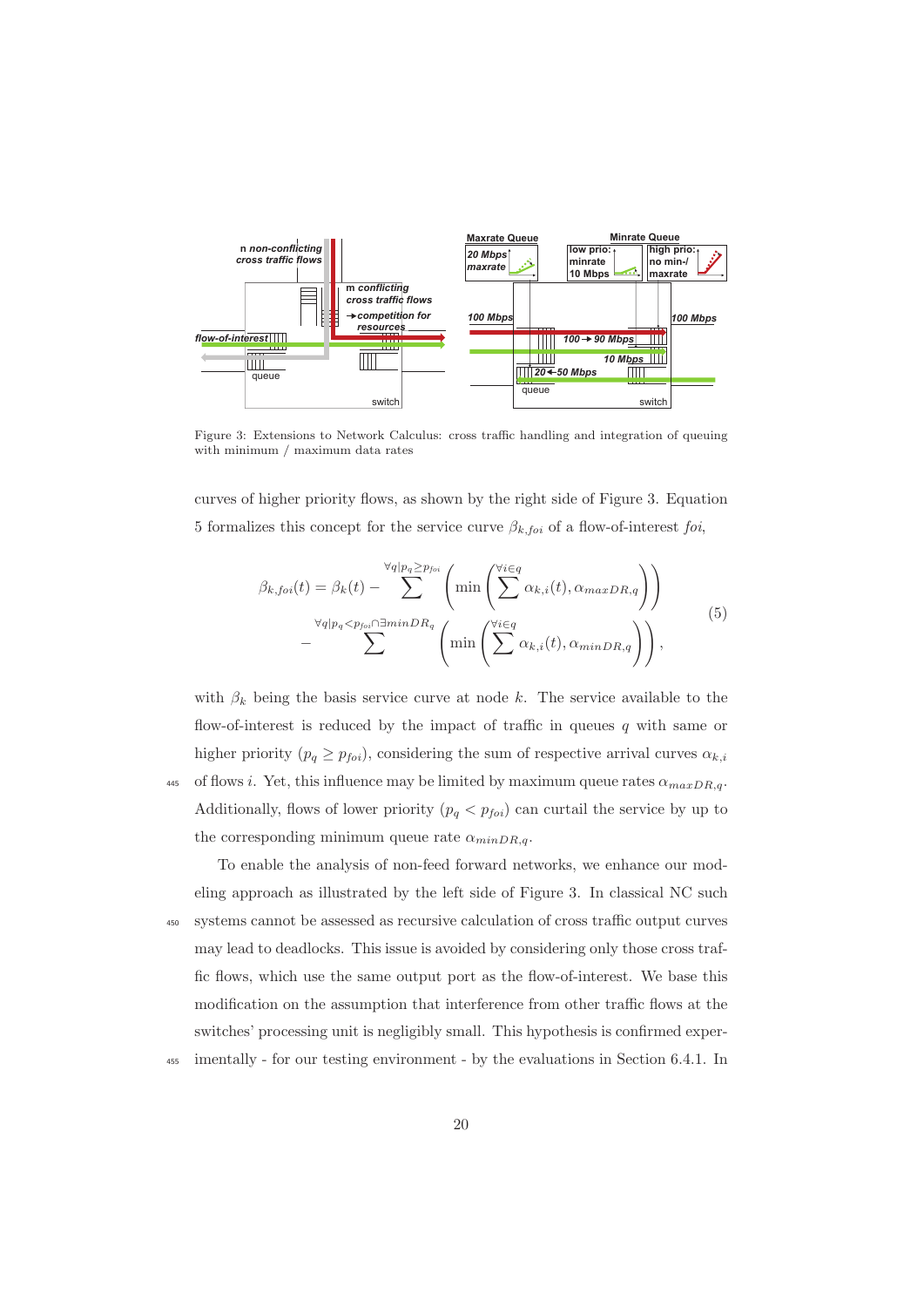Figure 3: Extensions to Network Calculus: cross traffic handling and integration of queuing with minimum / maximum data rates

curves of higher priority flows, as shown by the right side of Figure 3. Equation 5 formalizes this concept for the service curve $\beta_{k,foi}$ of a flow-of-interest $foi$,

$$
\begin{aligned}
\beta_{k,foi}(t) = \beta_k(t) - \sum^{\forall q | p_q \geq p_{foi}} \left( \min \left( \sum^{\forall i \in q} \alpha_{k,i}(t), \alpha_{maxDR,q} \right) \right) \\
- \sum^{\forall q | p_q < p_{foi} \cap \exists minDR_q} \left( \min \left( \sum^{\forall i \in q} \alpha_{k,i}(t), \alpha_{minDR,q} \right) \right),
\end{aligned} \tag{5}
$$

with $\beta_k$ being the basis service curve at node $k$. The service available to the flow-of-interest is reduced by the impact of traffic in queues $q$ with same or higher priority ($p_q \geq p_{foi}$), considering the sum of respective arrival curves $\alpha_{k,i}$ of flows $i$. Yet, this influence may be limited by maximum queue rates $\alpha_{maxDR,q}$. Additionally, flows of lower priority ($p_q < p_{foi}$) can curtail the service by up to the corresponding minimum queue rate $\alpha_{minDR,q}$.

To enable the analysis of non-feed forward networks, we enhance our modeling approach as illustrated by the left side of Figure 3. In classical NC such systems cannot be assessed as recursive calculation of cross traffic output curves may lead to deadlocks. This issue is avoided by considering only those cross traffic flows, which use the same output port as the flow-of-interest. We base this modification on the assumption that interference from other traffic flows at the switches' processing unit is negligibly small. This hypothesis is confirmed experimentally - for our testing environment - by the evaluations in Section 6.4.1. In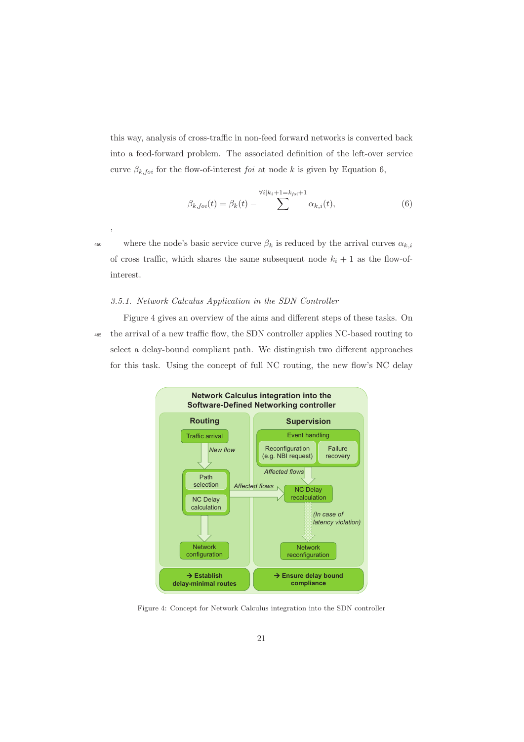this way, analysis of cross-traffic in non-feed forward networks is converted back into a feed-forward problem. The associated definition of the left-over service curve $\beta_{k,foi}$ for the flow-of-interest $foi$ at node $k$ is given by Equation 6,

$$\beta_{k,foi}(t) = \beta_k(t) - \sum^{\forall i | k_i+1 = k_{foi}+1} \alpha_{k,i}(t), \tag{6}$$

,

where the node's basic service curve $\beta_k$ is reduced by the arrival curves $\alpha_{k,i}$ of cross traffic, which shares the same subsequent node $k_i + 1$ as the flow-of-interest.

### *3.5.1. Network Calculus Application in the SDN Controller*

Figure 4 gives an overview of the aims and different steps of these tasks. On the arrival of a new traffic flow, the SDN controller applies NC-based routing to select a delay-bound compliant path. We distinguish two different approaches for this task. Using the concept of full NC routing, the new flow's NC delay

Figure 4: Concept for Network Calculus integration into the SDN controller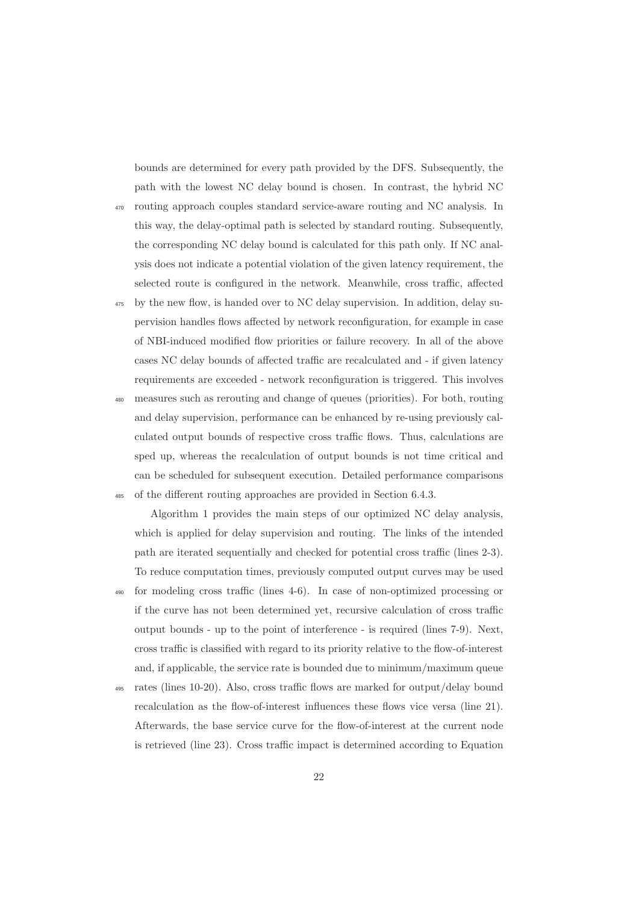bounds are determined for every path provided by the DFS. Subsequently, the path with the lowest NC delay bound is chosen. In contrast, the hybrid NC routing approach couples standard service-aware routing and NC analysis. In this way, the delay-optimal path is selected by standard routing. Subsequently, the corresponding NC delay bound is calculated for this path only. If NC analysis does not indicate a potential violation of the given latency requirement, the selected route is configured in the network. Meanwhile, cross traffic, affected by the new flow, is handed over to NC delay supervision. In addition, delay supervision handles flows affected by network reconfiguration, for example in case of NBI-induced modified flow priorities or failure recovery. In all of the above cases NC delay bounds of affected traffic are recalculated and - if given latency requirements are exceeded - network reconfiguration is triggered. This involves measures such as rerouting and change of queues (priorities). For both, routing and delay supervision, performance can be enhanced by re-using previously calculated output bounds of respective cross traffic flows. Thus, calculations are sped up, whereas the recalculation of output bounds is not time critical and can be scheduled for subsequent execution. Detailed performance comparisons of the different routing approaches are provided in Section 6.4.3.

Algorithm 1 provides the main steps of our optimized NC delay analysis, which is applied for delay supervision and routing. The links of the intended path are iterated sequentially and checked for potential cross traffic (lines 2-3). To reduce computation times, previously computed output curves may be used for modeling cross traffic (lines 4-6). In case of non-optimized processing or if the curve has not been determined yet, recursive calculation of cross traffic output bounds - up to the point of interference - is required (lines 7-9). Next, cross traffic is classified with regard to its priority relative to the flow-of-interest and, if applicable, the service rate is bounded due to minimum/maximum queue rates (lines 10-20). Also, cross traffic flows are marked for output/delay bound recalculation as the flow-of-interest influences these flows vice versa (line 21). Afterwards, the base service curve for the flow-of-interest at the current node is retrieved (line 23). Cross traffic impact is determined according to Equation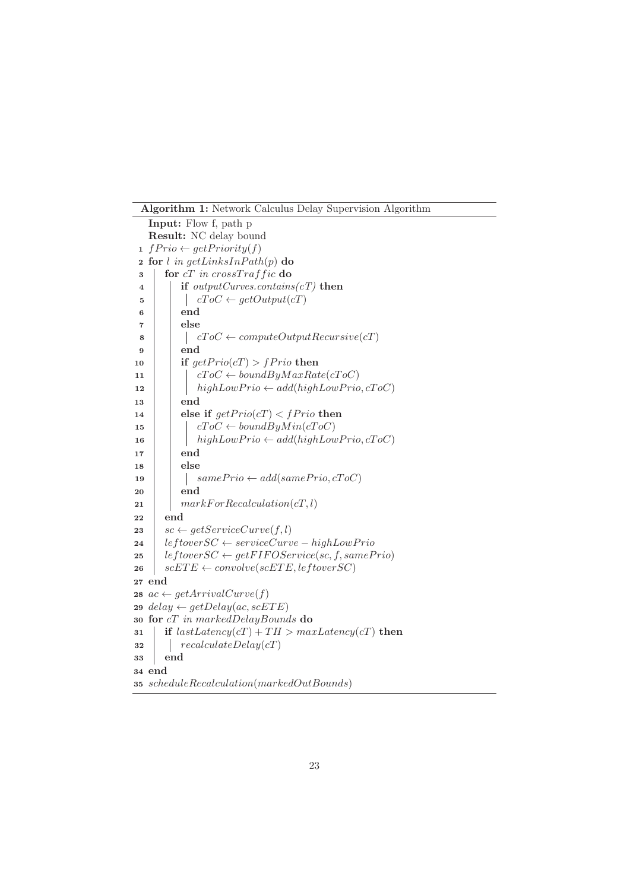**Algorithm 1:** Network Calculus Delay Supervision Algorithm

```
Input: Flow f, path p
Result: NC delay bound
1  fPrio ← getPriority(f)
2  for l in getLinksInPath(p) do
3      for cT in crossTraffic do
4          if outputCurves.contains(cT) then
5              cToC ← getOutput(cT)
6          end
7          else
8              cToC ← computeOutputRecursive(cT)
9          end
10         if getPrio(cT) > fPrio then
11             cToC ← boundByMaxRate(cToC)
12             highLowPrio ← add(highLowPrio, cToC)
13         end
14         else if getPrio(cT) < fPrio then
15             cToC ← boundByMin(cToC)
16             highLowPrio ← add(highLowPrio, cToC)
17         end
18         else
19             samePrio ← add(samePrio, cToC)
20         end
21         markForRecalculation(cT, l)
22     end
23     sc ← getServiceCurve(f, l)
24     leftoverSC ← serviceCurve − highLowPrio
25     leftoverSC ← getFIFOService(sc, f, samePrio)
26     scETE ← convolve(scETE, leftoverSC)
27 end
28 ac ← getArrivalCurve(f)
29 delay ← getDelay(ac, scETE)
30 for cT in markedDelayBounds do
31     if lastLatency(cT) + TH > maxLatency(cT) then
32         recalculateDelay(cT)
33     end
34 end
35 scheduleRecalculation(markedOutBounds)
```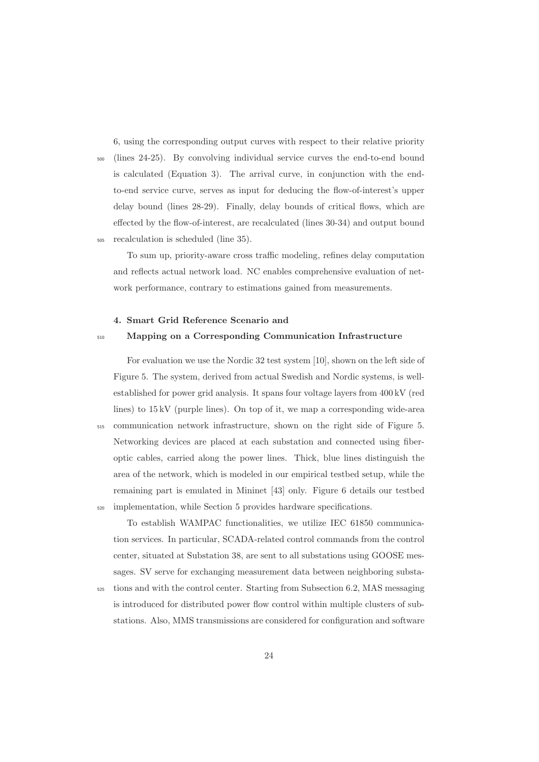6, using the corresponding output curves with respect to their relative priority (lines 24-25). By convolving individual service curves the end-to-end bound is calculated (Equation 3). The arrival curve, in conjunction with the end-to-end service curve, serves as input for deducing the flow-of-interest's upper delay bound (lines 28-29). Finally, delay bounds of critical flows, which are effected by the flow-of-interest, are recalculated (lines 30-34) and output bound recalculation is scheduled (line 35).

To sum up, priority-aware cross traffic modeling, refines delay computation and reflects actual network load. NC enables comprehensive evaluation of network performance, contrary to estimations gained from measurements.

## 4. Smart Grid Reference Scenario and Mapping on a Corresponding Communication Infrastructure

For evaluation we use the Nordic 32 test system [10], shown on the left side of Figure 5. The system, derived from actual Swedish and Nordic systems, is well-established for power grid analysis. It spans four voltage layers from 400 kV (red lines) to 15 kV (purple lines). On top of it, we map a corresponding wide-area communication network infrastructure, shown on the right side of Figure 5. Networking devices are placed at each substation and connected using fiber-optic cables, carried along the power lines. Thick, blue lines distinguish the area of the network, which is modeled in our empirical testbed setup, while the remaining part is emulated in Mininet [43] only. Figure 6 details our testbed implementation, while Section 5 provides hardware specifications.

To establish WAMPAC functionalities, we utilize IEC 61850 communication services. In particular, SCADA-related control commands from the control center, situated at Substation 38, are sent to all substations using GOOSE messages. SV serve for exchanging measurement data between neighboring substations and with the control center. Starting from Subsection 6.2, MAS messaging is introduced for distributed power flow control within multiple clusters of substations. Also, MMS transmissions are considered for configuration and software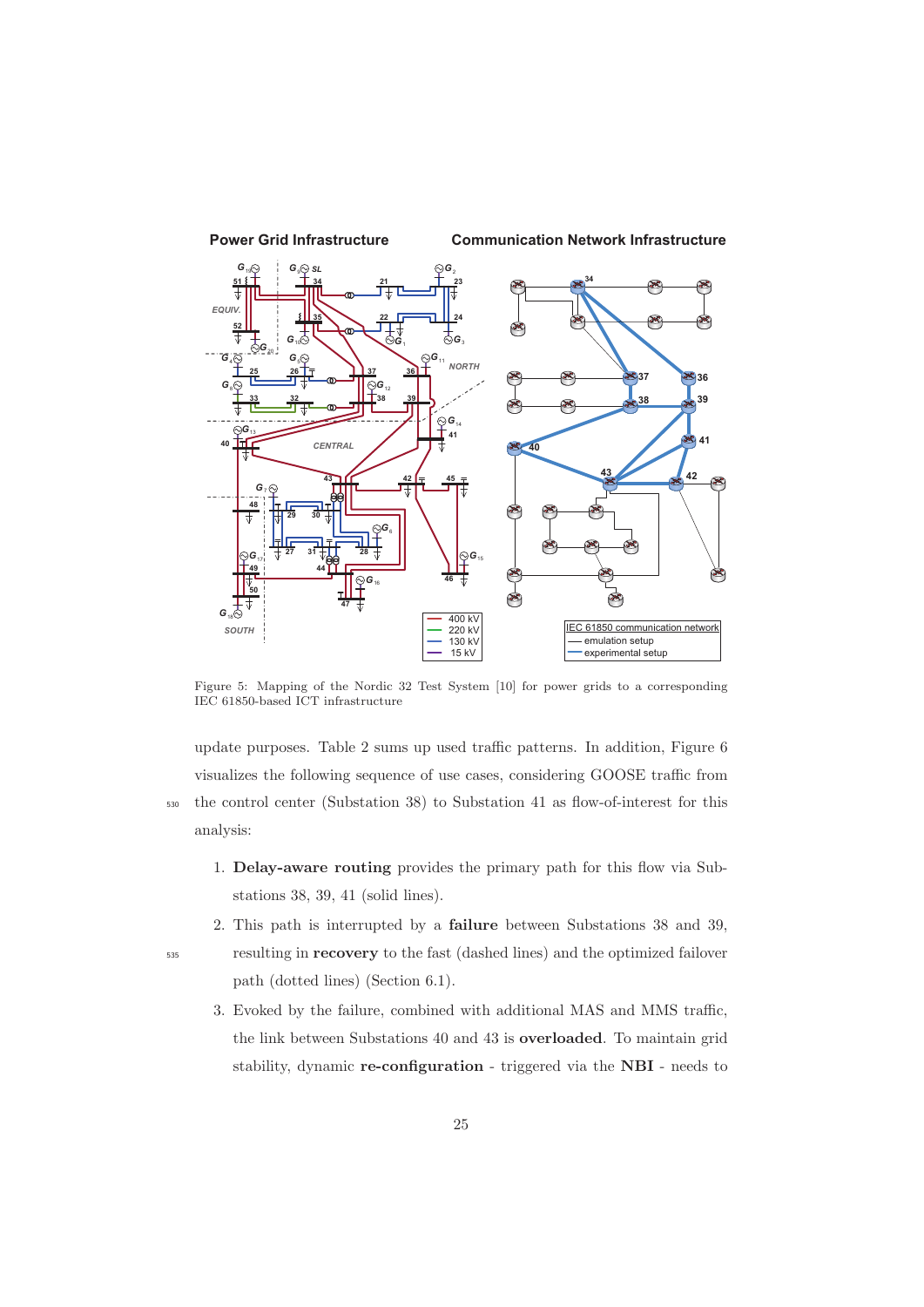Figure 5: Mapping of the Nordic 32 Test System [10] for power grids to a corresponding IEC 61850-based ICT infrastructure

update purposes. Table 2 sums up used traffic patterns. In addition, Figure 6 visualizes the following sequence of use cases, considering GOOSE traffic from the control center (Substation 38) to Substation 41 as flow-of-interest for this analysis:

1. **Delay-aware routing** provides the primary path for this flow via Substations 38, 39, 41 (solid lines).
2. This path is interrupted by a **failure** between Substations 38 and 39, resulting in **recovery** to the fast (dashed lines) and the optimized failover path (dotted lines) (Section 6.1).
3. Evoked by the failure, combined with additional MAS and MMS traffic, the link between Substations 40 and 43 is **overloaded**. To maintain grid stability, dynamic **re-configuration** - triggered via the **NBI** - needs to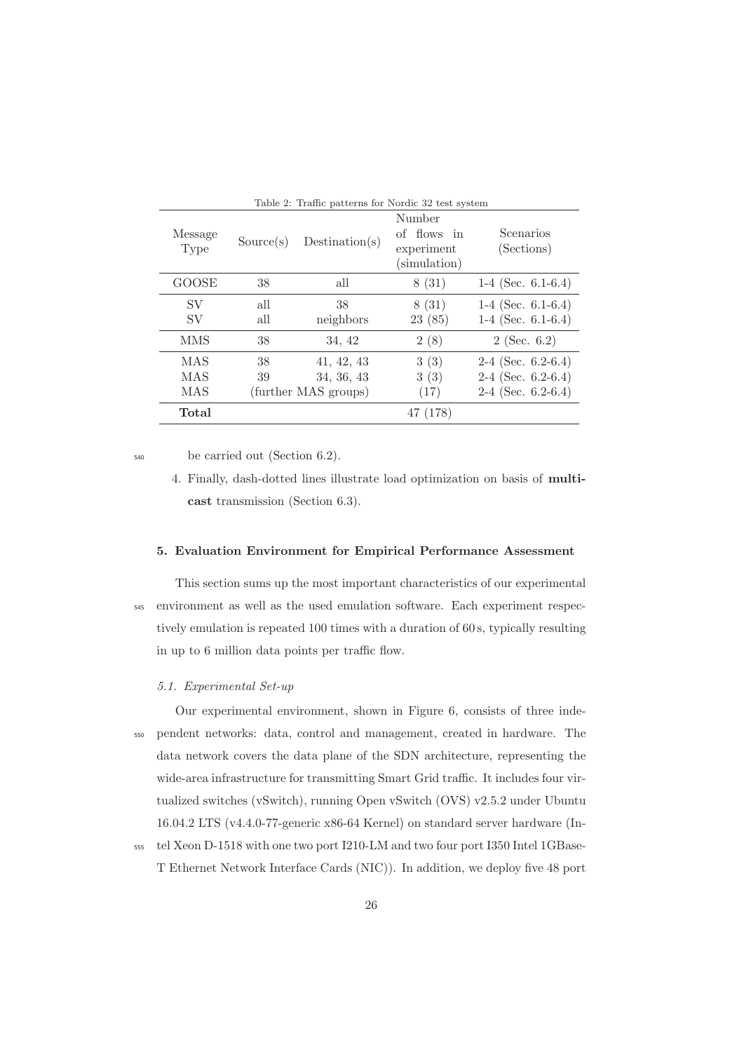Table 2: Traffic patterns for Nordic 32 test system

| Message Type | Source(s) | Destination(s) | Number of flows in experiment (simulation) | Scenarios (Sections) |
|---|---|---|---|---|
| GOOSE | 38 | all | 8 (31) | 1-4 (Sec. 6.1-6.4) |
| SV | all | 38 | 8 (31) | 1-4 (Sec. 6.1-6.4) |
| SV | all | neighbors | 23 (85) | 1-4 (Sec. 6.1-6.4) |
| MMS | 38 | 34, 42 | 2 (8) | 2 (Sec. 6.2) |
| MAS | 38 | 41, 42, 43 | 3 (3) | 2-4 (Sec. 6.2-6.4) |
| MAS | 39 | 34, 36, 43 | 3 (3) | 2-4 (Sec. 6.2-6.4) |
| MAS | (further MAS groups) | | (17) | 2-4 (Sec. 6.2-6.4) |
| **Total** | | | 47 (178) | |

be carried out (Section 6.2).

4. Finally, dash-dotted lines illustrate load optimization on basis of **multicast** transmission (Section 6.3).

## 5. Evaluation Environment for Empirical Performance Assessment

This section sums up the most important characteristics of our experimental environment as well as the used emulation software. Each experiment respectively emulation is repeated 100 times with a duration of 60 s, typically resulting in up to 6 million data points per traffic flow.

### *5.1. Experimental Set-up*

Our experimental environment, shown in Figure 6, consists of three independent networks: data, control and management, created in hardware. The data network covers the data plane of the SDN architecture, representing the wide-area infrastructure for transmitting Smart Grid traffic. It includes four virtualized switches (vSwitch), running Open vSwitch (OVS) v2.5.2 under Ubuntu 16.04.2 LTS (v4.4.0-77-generic x86-64 Kernel) on standard server hardware (Intel Xeon D-1518 with one two port I210-LM and two four port I350 Intel 1GBase-T Ethernet Network Interface Cards (NIC)). In addition, we deploy five 48 port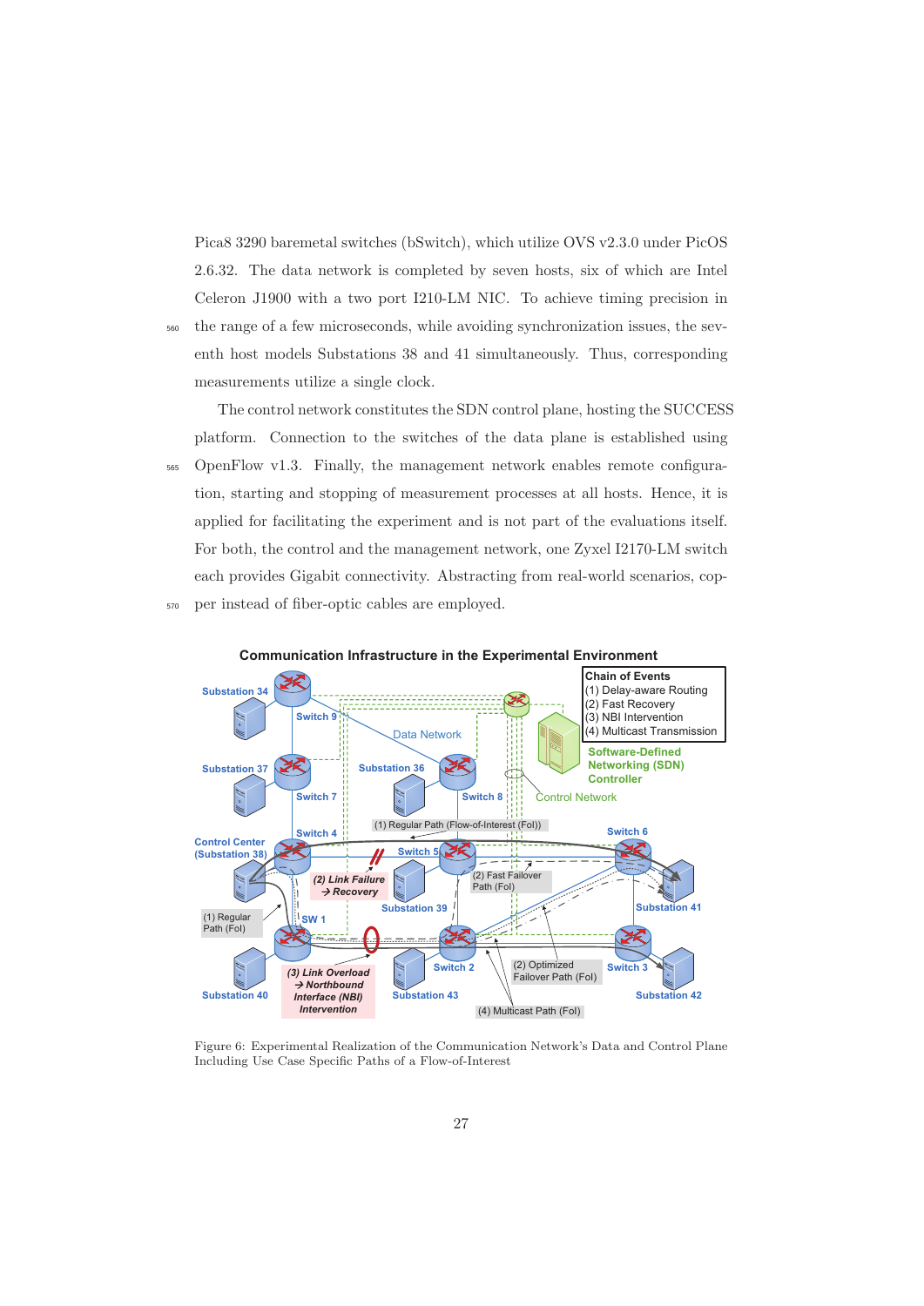Pica8 3290 baremetal switches (bSwitch), which utilize OVS v2.3.0 under PicOS 2.6.32. The data network is completed by seven hosts, six of which are Intel Celeron J1900 with a two port I210-LM NIC. To achieve timing precision in the range of a few microseconds, while avoiding synchronization issues, the seventh host models Substations 38 and 41 simultaneously. Thus, corresponding measurements utilize a single clock.

The control network constitutes the SDN control plane, hosting the SUCCESS platform. Connection to the switches of the data plane is established using OpenFlow v1.3. Finally, the management network enables remote configuration, starting and stopping of measurement processes at all hosts. Hence, it is applied for facilitating the experiment and is not part of the evaluations itself. For both, the control and the management network, one Zyxel I2170-LM switch each provides Gigabit connectivity. Abstracting from real-world scenarios, copper instead of fiber-optic cables are employed.

Figure 6: Experimental Realization of the Communication Network's Data and Control Plane Including Use Case Specific Paths of a Flow-of-Interest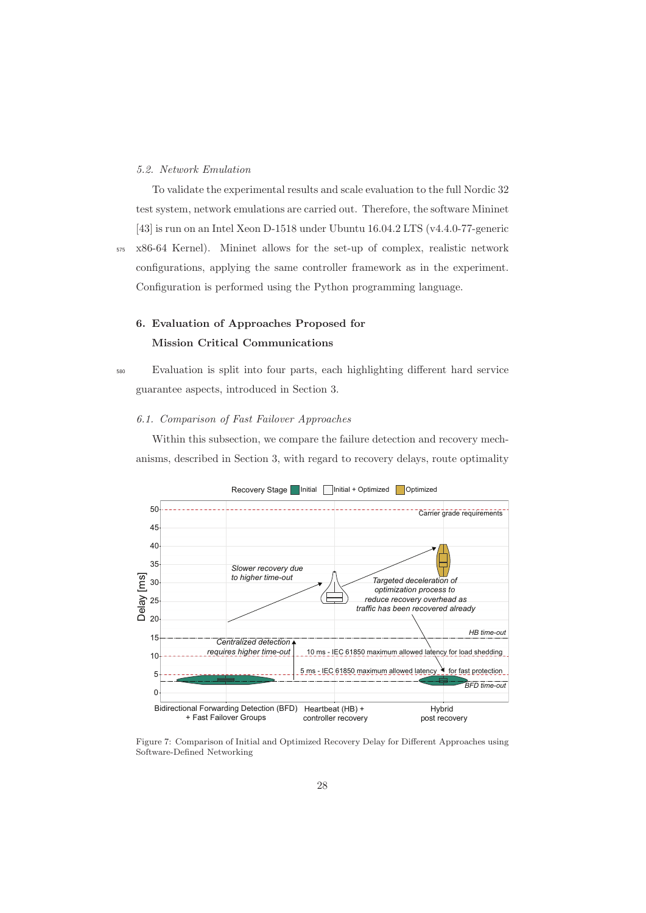### 5.2. Network Emulation

To validate the experimental results and scale evaluation to the full Nordic 32 test system, network emulations are carried out. Therefore, the software Mininet [43] is run on an Intel Xeon D-1518 under Ubuntu 16.04.2 LTS (v4.4.0-77-generic x86-64 Kernel). Mininet allows for the set-up of complex, realistic network configurations, applying the same controller framework as in the experiment. Configuration is performed using the Python programming language.

## 6. Evaluation of Approaches Proposed for Mission Critical Communications

Evaluation is split into four parts, each highlighting different hard service guarantee aspects, introduced in Section 3.

### 6.1. Comparison of Fast Failover Approaches

Within this subsection, we compare the failure detection and recovery mechanisms, described in Section 3, with regard to recovery delays, route optimality

Figure 7: Comparison of Initial and Optimized Recovery Delay for Different Approaches using Software-Defined Networking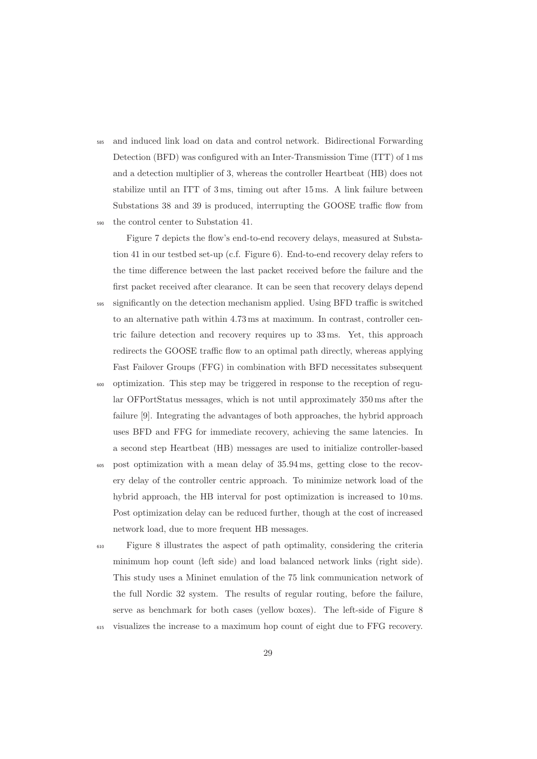and induced link load on data and control network. Bidirectional Forwarding Detection (BFD) was configured with an Inter-Transmission Time (ITT) of 1 ms and a detection multiplier of 3, whereas the controller Heartbeat (HB) does not stabilize until an ITT of 3 ms, timing out after 15 ms. A link failure between Substations 38 and 39 is produced, interrupting the GOOSE traffic flow from the control center to Substation 41.

Figure 7 depicts the flow's end-to-end recovery delays, measured at Substation 41 in our testbed set-up (c.f. Figure 6). End-to-end recovery delay refers to the time difference between the last packet received before the failure and the first packet received after clearance. It can be seen that recovery delays depend significantly on the detection mechanism applied. Using BFD traffic is switched to an alternative path within 4.73 ms at maximum. In contrast, controller centric failure detection and recovery requires up to 33 ms. Yet, this approach redirects the GOOSE traffic flow to an optimal path directly, whereas applying Fast Failover Groups (FFG) in combination with BFD necessitates subsequent optimization. This step may be triggered in response to the reception of regular OFPortStatus messages, which is not until approximately 350 ms after the failure [9]. Integrating the advantages of both approaches, the hybrid approach uses BFD and FFG for immediate recovery, achieving the same latencies. In a second step Heartbeat (HB) messages are used to initialize controller-based post optimization with a mean delay of 35.94 ms, getting close to the recovery delay of the controller centric approach. To minimize network load of the hybrid approach, the HB interval for post optimization is increased to 10 ms. Post optimization delay can be reduced further, though at the cost of increased network load, due to more frequent HB messages.

Figure 8 illustrates the aspect of path optimality, considering the criteria minimum hop count (left side) and load balanced network links (right side). This study uses a Mininet emulation of the 75 link communication network of the full Nordic 32 system. The results of regular routing, before the failure, serve as benchmark for both cases (yellow boxes). The left-side of Figure 8 visualizes the increase to a maximum hop count of eight due to FFG recovery.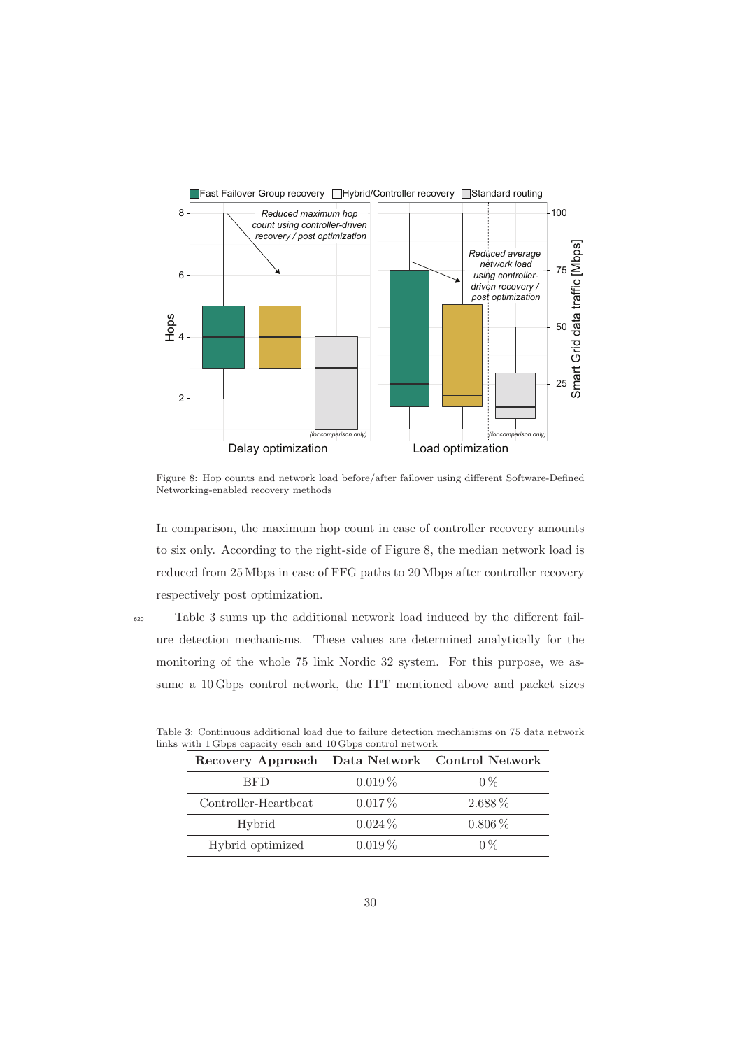Figure 8: Hop counts and network load before/after failover using different Software-Defined Networking-enabled recovery methods

In comparison, the maximum hop count in case of controller recovery amounts to six only. According to the right-side of Figure 8, the median network load is reduced from 25 Mbps in case of FFG paths to 20 Mbps after controller recovery respectively post optimization.

Table 3 sums up the additional network load induced by the different failure detection mechanisms. These values are determined analytically for the monitoring of the whole 75 link Nordic 32 system. For this purpose, we assume a 10 Gbps control network, the ITT mentioned above and packet sizes

Table 3: Continuous additional load due to failure detection mechanisms on 75 data network links with 1 Gbps capacity each and 10 Gbps control network

| Recovery Approach | Data Network | Control Network |
|---|---|---|
| BFD | 0.019 % | 0 % |
| Controller-Heartbeat | 0.017 % | 2.688 % |
| Hybrid | 0.024 % | 0.806 % |
| Hybrid optimized | 0.019 % | 0 % |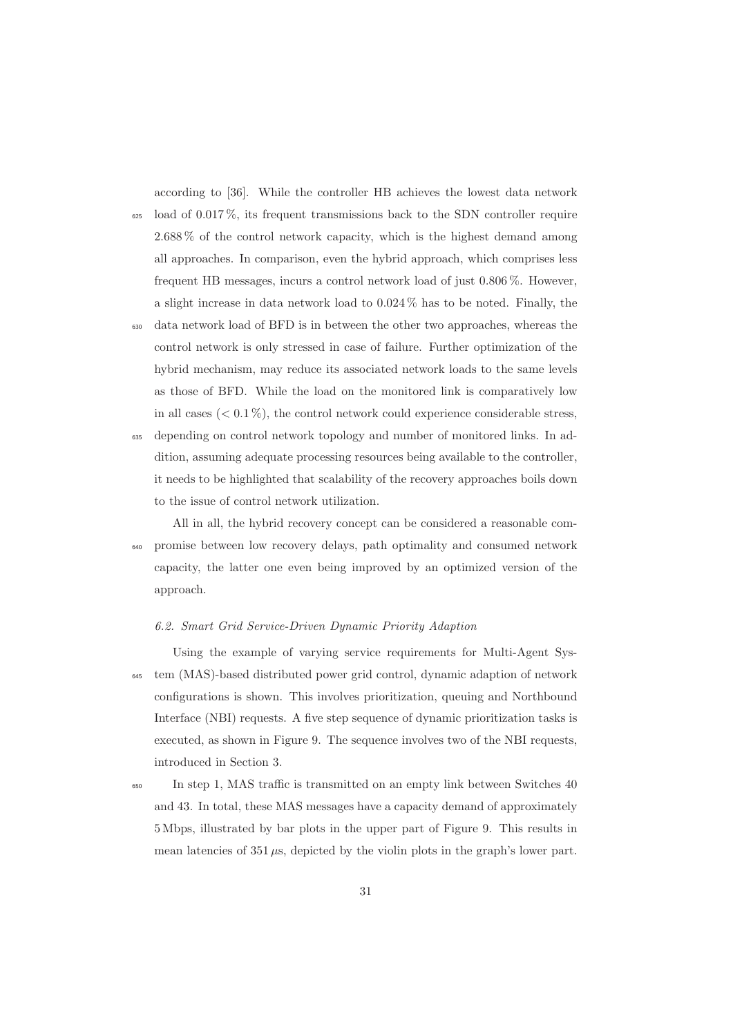according to [36]. While the controller HB achieves the lowest data network load of 0.017 %, its frequent transmissions back to the SDN controller require 2.688 % of the control network capacity, which is the highest demand among all approaches. In comparison, even the hybrid approach, which comprises less frequent HB messages, incurs a control network load of just 0.806 %. However, a slight increase in data network load to 0.024 % has to be noted. Finally, the data network load of BFD is in between the other two approaches, whereas the control network is only stressed in case of failure. Further optimization of the hybrid mechanism, may reduce its associated network loads to the same levels as those of BFD. While the load on the monitored link is comparatively low in all cases ($< 0.1$ %), the control network could experience considerable stress, depending on control network topology and number of monitored links. In addition, assuming adequate processing resources being available to the controller, it needs to be highlighted that scalability of the recovery approaches boils down to the issue of control network utilization.

All in all, the hybrid recovery concept can be considered a reasonable compromise between low recovery delays, path optimality and consumed network capacity, the latter one even being improved by an optimized version of the approach.

### *6.2. Smart Grid Service-Driven Dynamic Priority Adaption*

Using the example of varying service requirements for Multi-Agent System (MAS)-based distributed power grid control, dynamic adaption of network configurations is shown. This involves prioritization, queuing and Northbound Interface (NBI) requests. A five step sequence of dynamic prioritization tasks is executed, as shown in Figure 9. The sequence involves two of the NBI requests, introduced in Section 3.

In step 1, MAS traffic is transmitted on an empty link between Switches 40 and 43. In total, these MAS messages have a capacity demand of approximately 5 Mbps, illustrated by bar plots in the upper part of Figure 9. This results in mean latencies of 351 $\mu$s, depicted by the violin plots in the graph's lower part.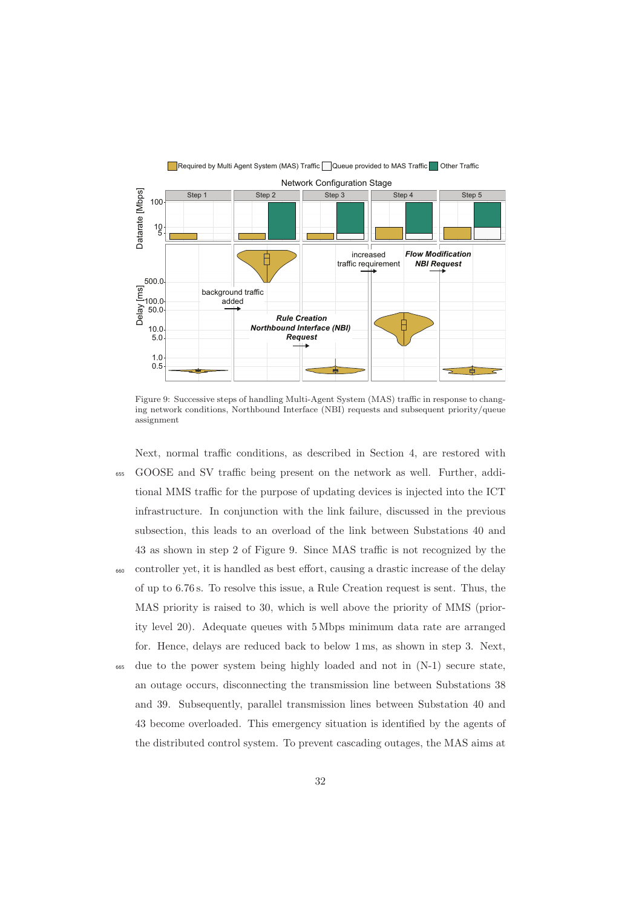Figure 9: Successive steps of handling Multi-Agent System (MAS) traffic in response to changing network conditions, Northbound Interface (NBI) requests and subsequent priority/queue assignment

Next, normal traffic conditions, as described in Section 4, are restored with GOOSE and SV traffic being present on the network as well. Further, additional MMS traffic for the purpose of updating devices is injected into the ICT infrastructure. In conjunction with the link failure, discussed in the previous subsection, this leads to an overload of the link between Substations 40 and 43 as shown in step 2 of Figure 9. Since MAS traffic is not recognized by the controller yet, it is handled as best effort, causing a drastic increase of the delay of up to 6.76 s. To resolve this issue, a Rule Creation request is sent. Thus, the MAS priority is raised to 30, which is well above the priority of MMS (priority level 20). Adequate queues with 5 Mbps minimum data rate are arranged for. Hence, delays are reduced back to below 1 ms, as shown in step 3. Next, due to the power system being highly loaded and not in (N-1) secure state, an outage occurs, disconnecting the transmission line between Substations 38 and 39. Subsequently, parallel transmission lines between Substation 40 and 43 become overloaded. This emergency situation is identified by the agents of the distributed control system. To prevent cascading outages, the MAS aims at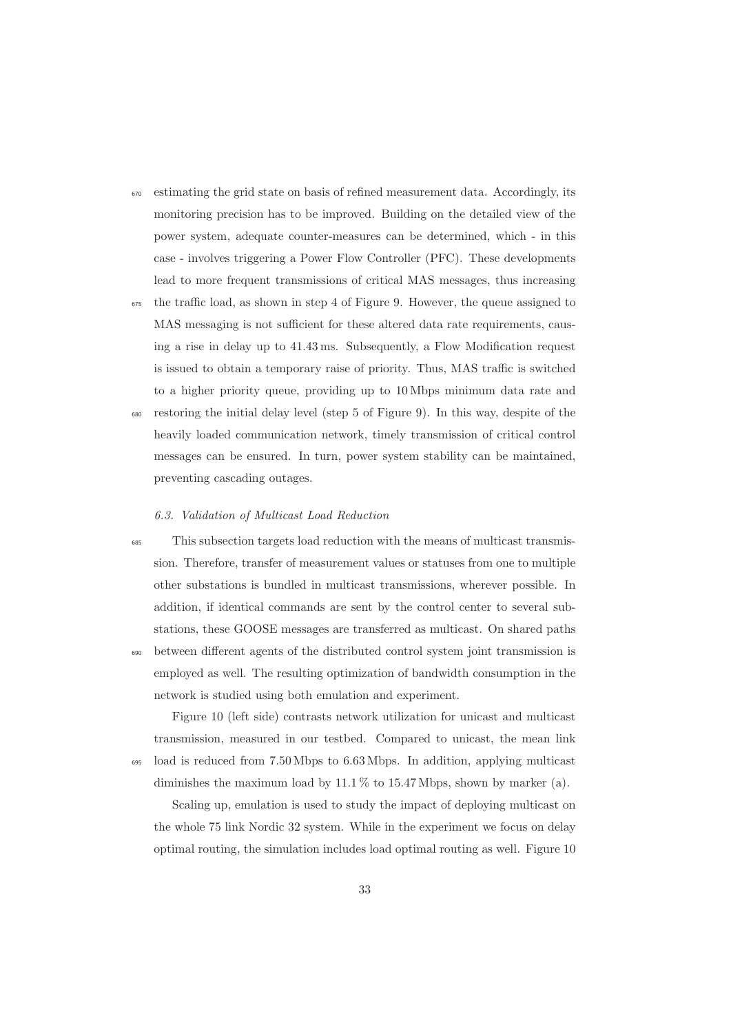estimating the grid state on basis of refined measurement data. Accordingly, its monitoring precision has to be improved. Building on the detailed view of the power system, adequate counter-measures can be determined, which - in this case - involves triggering a Power Flow Controller (PFC). These developments lead to more frequent transmissions of critical MAS messages, thus increasing the traffic load, as shown in step 4 of Figure 9. However, the queue assigned to MAS messaging is not sufficient for these altered data rate requirements, causing a rise in delay up to 41.43 ms. Subsequently, a Flow Modification request is issued to obtain a temporary raise of priority. Thus, MAS traffic is switched to a higher priority queue, providing up to 10 Mbps minimum data rate and restoring the initial delay level (step 5 of Figure 9). In this way, despite of the heavily loaded communication network, timely transmission of critical control messages can be ensured. In turn, power system stability can be maintained, preventing cascading outages.

### *6.3. Validation of Multicast Load Reduction*

This subsection targets load reduction with the means of multicast transmission. Therefore, transfer of measurement values or statuses from one to multiple other substations is bundled in multicast transmissions, wherever possible. In addition, if identical commands are sent by the control center to several substations, these GOOSE messages are transferred as multicast. On shared paths between different agents of the distributed control system joint transmission is employed as well. The resulting optimization of bandwidth consumption in the network is studied using both emulation and experiment.

Figure 10 (left side) contrasts network utilization for unicast and multicast transmission, measured in our testbed. Compared to unicast, the mean link load is reduced from 7.50 Mbps to 6.63 Mbps. In addition, applying multicast diminishes the maximum load by 11.1 % to 15.47 Mbps, shown by marker (a).

Scaling up, emulation is used to study the impact of deploying multicast on the whole 75 link Nordic 32 system. While in the experiment we focus on delay optimal routing, the simulation includes load optimal routing as well. Figure 10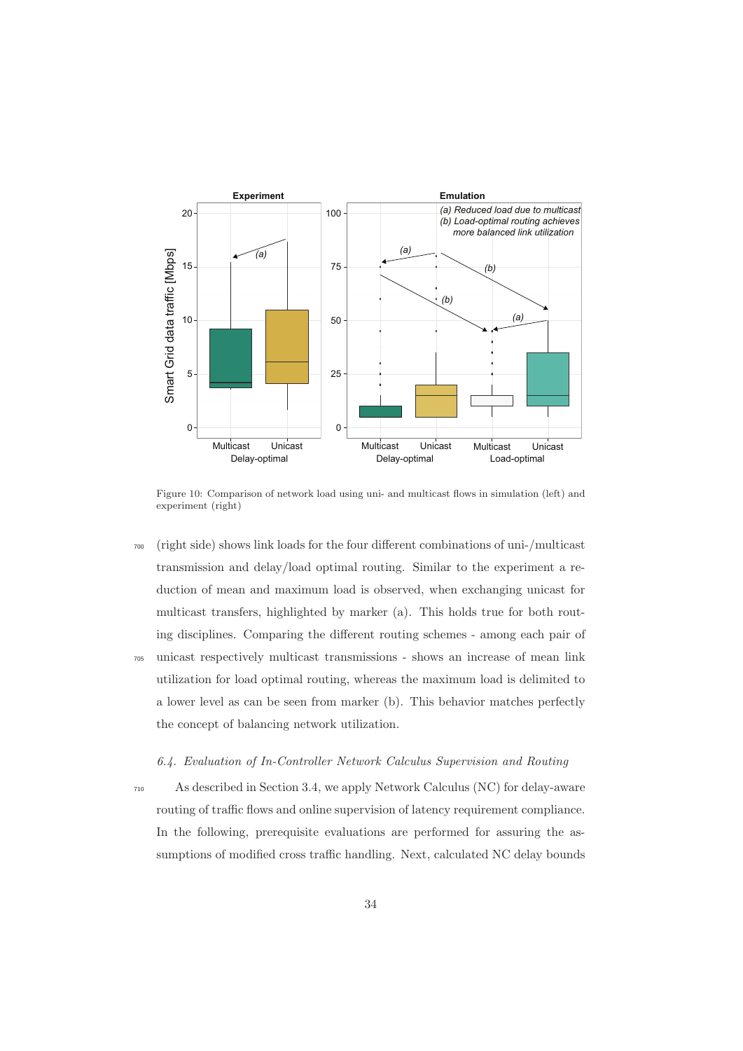Figure 10: Comparison of network load using uni- and multicast flows in simulation (left) and experiment (right)

(right side) shows link loads for the four different combinations of uni-/multicast transmission and delay/load optimal routing. Similar to the experiment a reduction of mean and maximum load is observed, when exchanging unicast for multicast transfers, highlighted by marker (a). This holds true for both routing disciplines. Comparing the different routing schemes - among each pair of unicast respectively multicast transmissions - shows an increase of mean link utilization for load optimal routing, whereas the maximum load is delimited to a lower level as can be seen from marker (b). This behavior matches perfectly the concept of balancing network utilization.

### *6.4. Evaluation of In-Controller Network Calculus Supervision and Routing*

As described in Section 3.4, we apply Network Calculus (NC) for delay-aware routing of traffic flows and online supervision of latency requirement compliance. In the following, prerequisite evaluations are performed for assuring the assumptions of modified cross traffic handling. Next, calculated NC delay bounds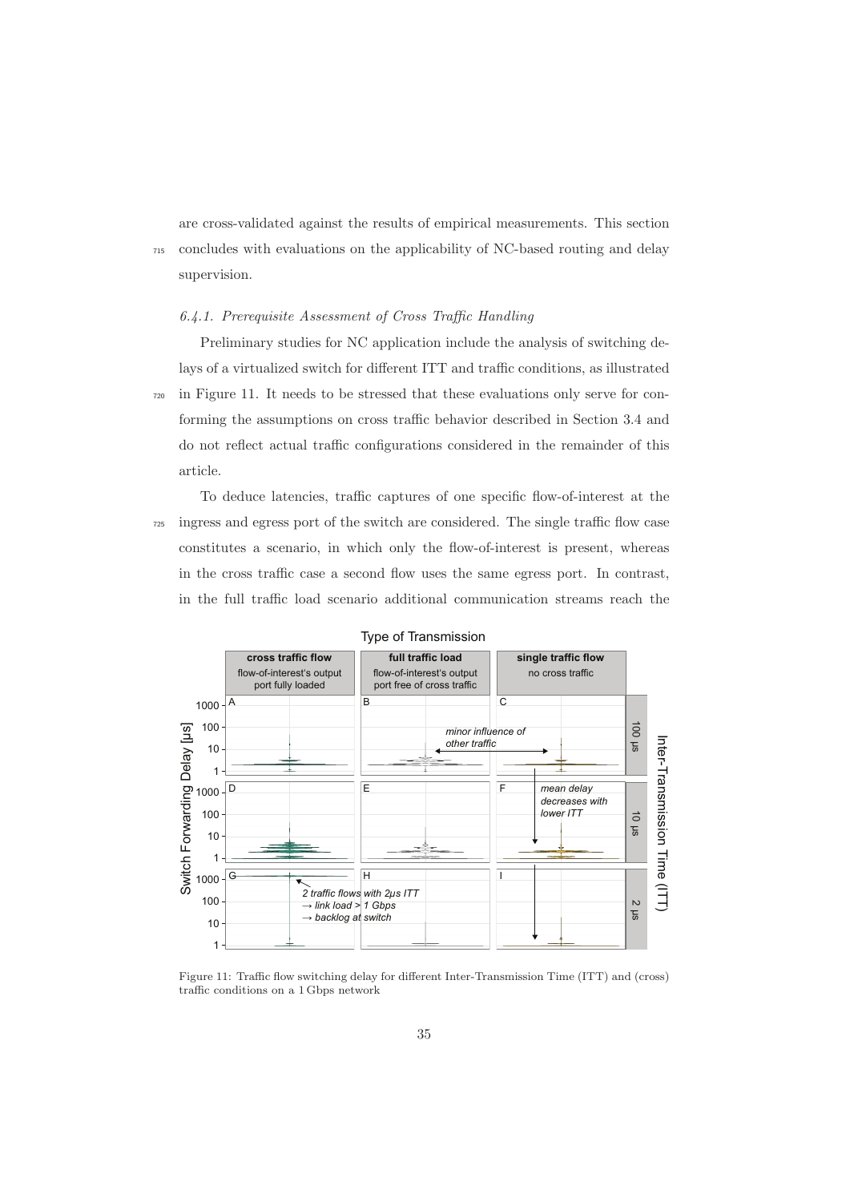are cross-validated against the results of empirical measurements. This section concludes with evaluations on the applicability of NC-based routing and delay supervision.

### *6.4.1. Prerequisite Assessment of Cross Traffic Handling*

Preliminary studies for NC application include the analysis of switching delays of a virtualized switch for different ITT and traffic conditions, as illustrated in Figure 11. It needs to be stressed that these evaluations only serve for conforming the assumptions on cross traffic behavior described in Section 3.4 and do not reflect actual traffic configurations considered in the remainder of this article.

To deduce latencies, traffic captures of one specific flow-of-interest at the ingress and egress port of the switch are considered. The single traffic flow case constitutes a scenario, in which only the flow-of-interest is present, whereas in the cross traffic case a second flow uses the same egress port. In contrast, in the full traffic load scenario additional communication streams reach the

Figure 11: Traffic flow switching delay for different Inter-Transmission Time (ITT) and (cross) traffic conditions on a 1 Gbps network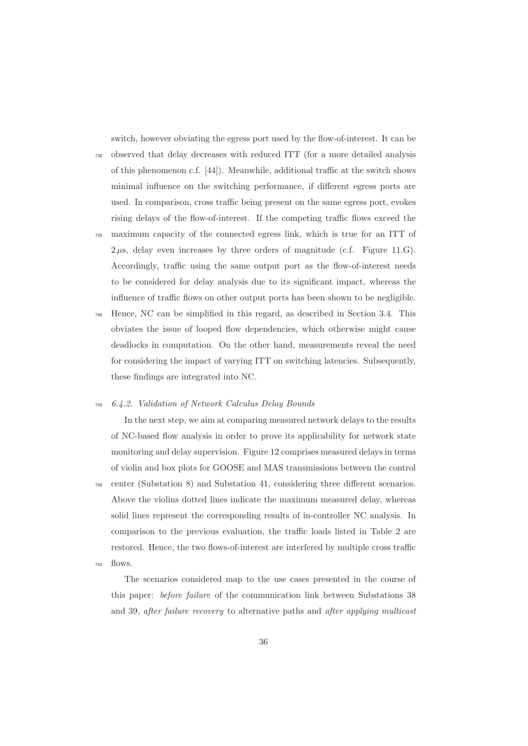switch, however obviating the egress port used by the flow-of-interest. It can be observed that delay decreases with reduced ITT (for a more detailed analysis of this phenomenon c.f. [44]). Meanwhile, additional traffic at the switch shows minimal influence on the switching performance, if different egress ports are used. In comparison, cross traffic being present on the same egress port, evokes rising delays of the flow-of-interest. If the competing traffic flows exceed the maximum capacity of the connected egress link, which is true for an ITT of $2\,\mu$s, delay even increases by three orders of magnitude (c.f. Figure 11.G). Accordingly, traffic using the same output port as the flow-of-interest needs to be considered for delay analysis due to its significant impact, whereas the influence of traffic flows on other output ports has been shown to be negligible. Hence, NC can be simplified in this regard, as described in Section 3.4. This obviates the issue of looped flow dependencies, which otherwise might cause deadlocks in computation. On the other hand, measurements reveal the need for considering the impact of varying ITT on switching latencies. Subsequently, these findings are integrated into NC.

### *6.4.2. Validation of Network Calculus Delay Bounds*

In the next step, we aim at comparing measured network delays to the results of NC-based flow analysis in order to prove its applicability for network state monitoring and delay supervision. Figure 12 comprises measured delays in terms of violin and box plots for GOOSE and MAS transmissions between the control center (Substation 8) and Substation 41, considering three different scenarios. Above the violins dotted lines indicate the maximum measured delay, whereas solid lines represent the corresponding results of in-controller NC analysis. In comparison to the previous evaluation, the traffic loads listed in Table 2 are restored. Hence, the two flows-of-interest are interfered by multiple cross traffic flows.

The scenarios considered map to the use cases presented in the course of this paper: *before failure* of the communication link between Substations 38 and 39, *after failure recovery* to alternative paths and *after applying multicast*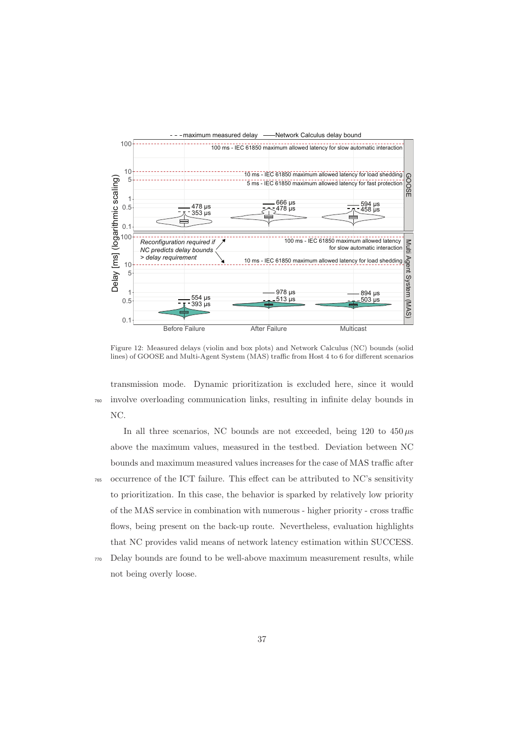Figure 12: Measured delays (violin and box plots) and Network Calculus (NC) bounds (solid lines) of GOOSE and Multi-Agent System (MAS) traffic from Host 4 to 6 for different scenarios

transmission mode. Dynamic prioritization is excluded here, since it would involve overloading communication links, resulting in infinite delay bounds in NC.

In all three scenarios, NC bounds are not exceeded, being 120 to 450 $\mu$s above the maximum values, measured in the testbed. Deviation between NC bounds and maximum measured values increases for the case of MAS traffic after occurrence of the ICT failure. This effect can be attributed to NC's sensitivity to prioritization. In this case, the behavior is sparked by relatively low priority of the MAS service in combination with numerous - higher priority - cross traffic flows, being present on the back-up route. Nevertheless, evaluation highlights that NC provides valid means of network latency estimation within SUCCESS. Delay bounds are found to be well-above maximum measurement results, while not being overly loose.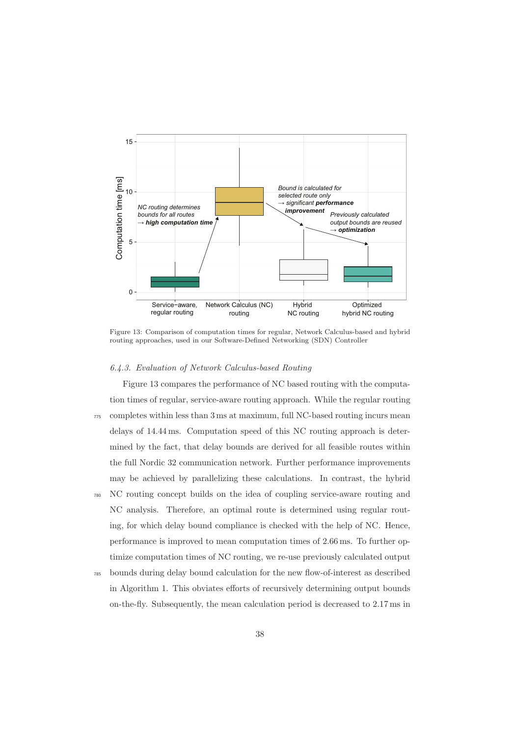Figure 13: Comparison of computation times for regular, Network Calculus-based and hybrid routing approaches, used in our Software-Defined Networking (SDN) Controller

### *6.4.3. Evaluation of Network Calculus-based Routing*

Figure 13 compares the performance of NC based routing with the computation times of regular, service-aware routing approach. While the regular routing completes within less than 3 ms at maximum, full NC-based routing incurs mean delays of 14.44 ms. Computation speed of this NC routing approach is determined by the fact, that delay bounds are derived for all feasible routes within the full Nordic 32 communication network. Further performance improvements may be achieved by parallelizing these calculations. In contrast, the hybrid NC routing concept builds on the idea of coupling service-aware routing and NC analysis. Therefore, an optimal route is determined using regular routing, for which delay bound compliance is checked with the help of NC. Hence, performance is improved to mean computation times of 2.66 ms. To further optimize computation times of NC routing, we re-use previously calculated output bounds during delay bound calculation for the new flow-of-interest as described in Algorithm 1. This obviates efforts of recursively determining output bounds on-the-fly. Subsequently, the mean calculation period is decreased to 2.17 ms in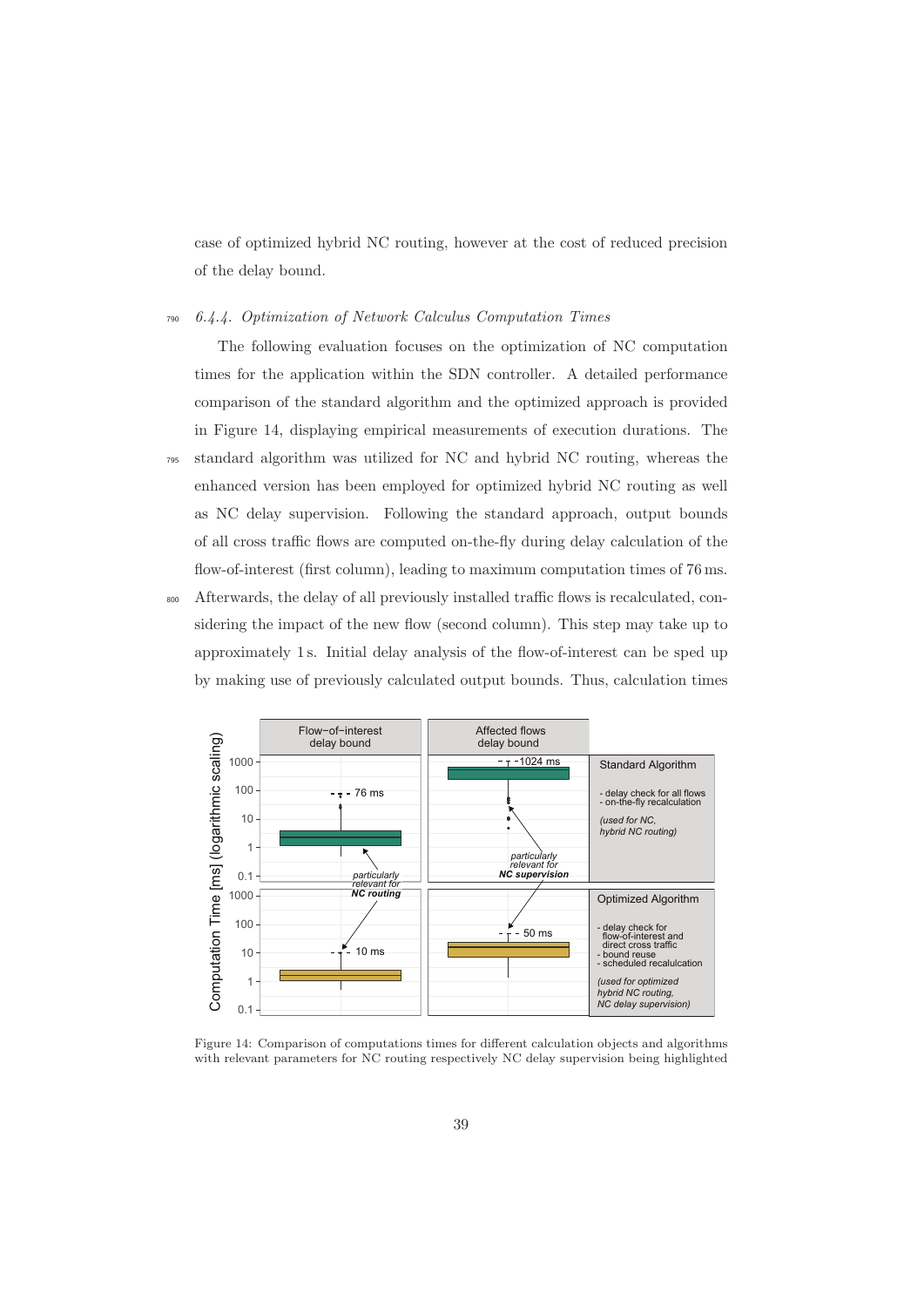case of optimized hybrid NC routing, however at the cost of reduced precision of the delay bound.

### 6.4.4. Optimization of Network Calculus Computation Times

The following evaluation focuses on the optimization of NC computation times for the application within the SDN controller. A detailed performance comparison of the standard algorithm and the optimized approach is provided in Figure 14, displaying empirical measurements of execution durations. The standard algorithm was utilized for NC and hybrid NC routing, whereas the enhanced version has been employed for optimized hybrid NC routing as well as NC delay supervision. Following the standard approach, output bounds of all cross traffic flows are computed on-the-fly during delay calculation of the flow-of-interest (first column), leading to maximum computation times of 76 ms. Afterwards, the delay of all previously installed traffic flows is recalculated, considering the impact of the new flow (second column). This step may take up to approximately 1 s. Initial delay analysis of the flow-of-interest can be sped up by making use of previously calculated output bounds. Thus, calculation times

Figure 14: Comparison of computations times for different calculation objects and algorithms with relevant parameters for NC routing respectively NC delay supervision being highlighted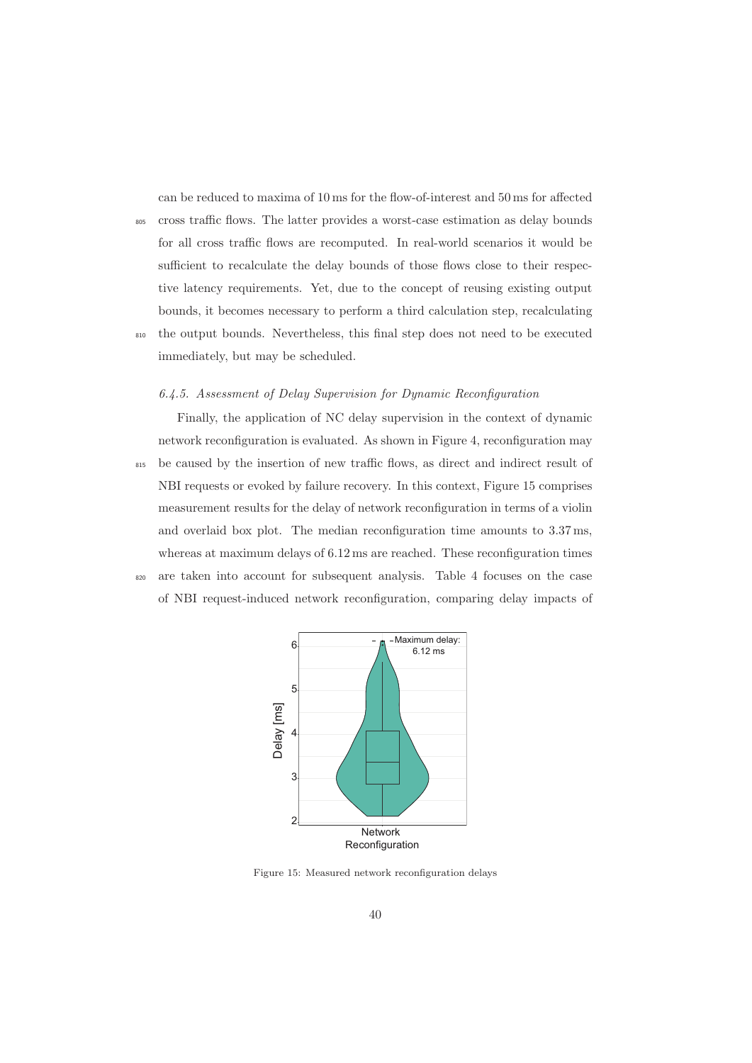can be reduced to maxima of 10 ms for the flow-of-interest and 50 ms for affected cross traffic flows. The latter provides a worst-case estimation as delay bounds for all cross traffic flows are recomputed. In real-world scenarios it would be sufficient to recalculate the delay bounds of those flows close to their respective latency requirements. Yet, due to the concept of reusing existing output bounds, it becomes necessary to perform a third calculation step, recalculating the output bounds. Nevertheless, this final step does not need to be executed immediately, but may be scheduled.

#### *6.4.5. Assessment of Delay Supervision for Dynamic Reconfiguration*

Finally, the application of NC delay supervision in the context of dynamic network reconfiguration is evaluated. As shown in Figure 4, reconfiguration may be caused by the insertion of new traffic flows, as direct and indirect result of NBI requests or evoked by failure recovery. In this context, Figure 15 comprises measurement results for the delay of network reconfiguration in terms of a violin and overlaid box plot. The median reconfiguration time amounts to 3.37 ms, whereas at maximum delays of 6.12 ms are reached. These reconfiguration times are taken into account for subsequent analysis. Table 4 focuses on the case of NBI request-induced network reconfiguration, comparing delay impacts of

Figure 15: Measured network reconfiguration delays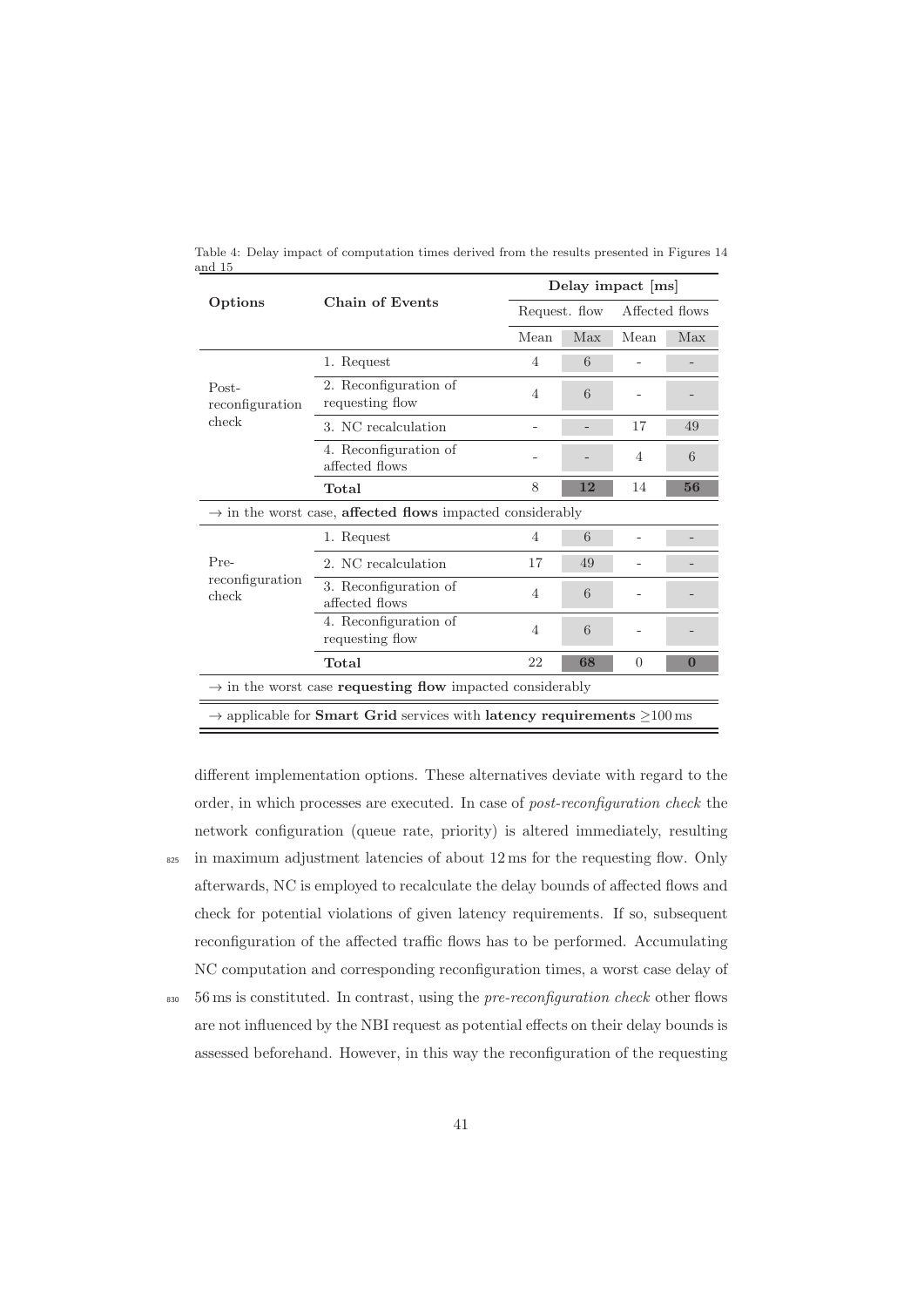Table 4: Delay impact of computation times derived from the results presented in Figures 14 and 15

| Options | Chain of Events | Delay impact [ms] | | | |
|---|---|---|---|---|---|
| | | Request. flow | | Affected flows | |
| | | Mean | Max | Mean | Max |
| Post-reconfiguration check | 1. Request | 4 | 6 | - | - |
| | 2. Reconfiguration of requesting flow | 4 | 6 | - | - |
| | 3. NC recalculation | - | - | 17 | 49 |
| | 4. Reconfiguration of affected flows | - | - | 4 | 6 |
| | **Total** | 8 | **12** | 14 | **56** |
| → in the worst case, **affected flows** impacted considerably | | | | | |
| Pre-reconfiguration check | 1. Request | 4 | 6 | - | - |
| | 2. NC recalculation | 17 | 49 | - | - |
| | 3. Reconfiguration of affected flows | 4 | 6 | - | - |
| | 4. Reconfiguration of requesting flow | 4 | 6 | - | - |
| | **Total** | 22 | **68** | 0 | **0** |
| → in the worst case **requesting flow** impacted considerably | | | | | |
| → applicable for **Smart Grid** services with **latency requirements** $\geq$100 ms | | | | | |

different implementation options. These alternatives deviate with regard to the order, in which processes are executed. In case of *post-reconfiguration check* the network configuration (queue rate, priority) is altered immediately, resulting in maximum adjustment latencies of about 12 ms for the requesting flow. Only afterwards, NC is employed to recalculate the delay bounds of affected flows and check for potential violations of given latency requirements. If so, subsequent reconfiguration of the affected traffic flows has to be performed. Accumulating NC computation and corresponding reconfiguration times, a worst case delay of 56 ms is constituted. In contrast, using the *pre-reconfiguration check* other flows are not influenced by the NBI request as potential effects on their delay bounds is assessed beforehand. However, in this way the reconfiguration of the requesting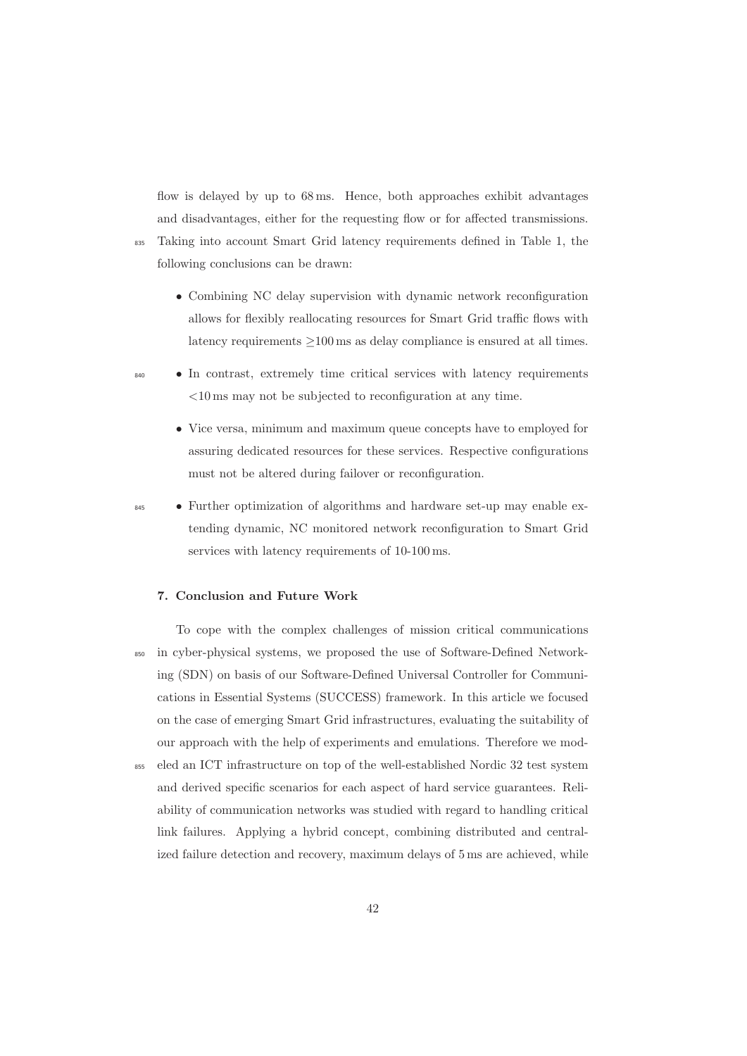flow is delayed by up to 68 ms. Hence, both approaches exhibit advantages and disadvantages, either for the requesting flow or for affected transmissions. Taking into account Smart Grid latency requirements defined in Table 1, the following conclusions can be drawn:

- Combining NC delay supervision with dynamic network reconfiguration allows for flexibly reallocating resources for Smart Grid traffic flows with latency requirements $\geq$100 ms as delay compliance is ensured at all times.
- In contrast, extremely time critical services with latency requirements <10 ms may not be subjected to reconfiguration at any time.
- Vice versa, minimum and maximum queue concepts have to employed for assuring dedicated resources for these services. Respective configurations must not be altered during failover or reconfiguration.
- Further optimization of algorithms and hardware set-up may enable extending dynamic, NC monitored network reconfiguration to Smart Grid services with latency requirements of 10-100 ms.

## 7. Conclusion and Future Work

To cope with the complex challenges of mission critical communications in cyber-physical systems, we proposed the use of Software-Defined Networking (SDN) on basis of our Software-Defined Universal Controller for Communications in Essential Systems (SUCCESS) framework. In this article we focused on the case of emerging Smart Grid infrastructures, evaluating the suitability of our approach with the help of experiments and emulations. Therefore we modeled an ICT infrastructure on top of the well-established Nordic 32 test system and derived specific scenarios for each aspect of hard service guarantees. Reliability of communication networks was studied with regard to handling critical link failures. Applying a hybrid concept, combining distributed and centralized failure detection and recovery, maximum delays of 5 ms are achieved, while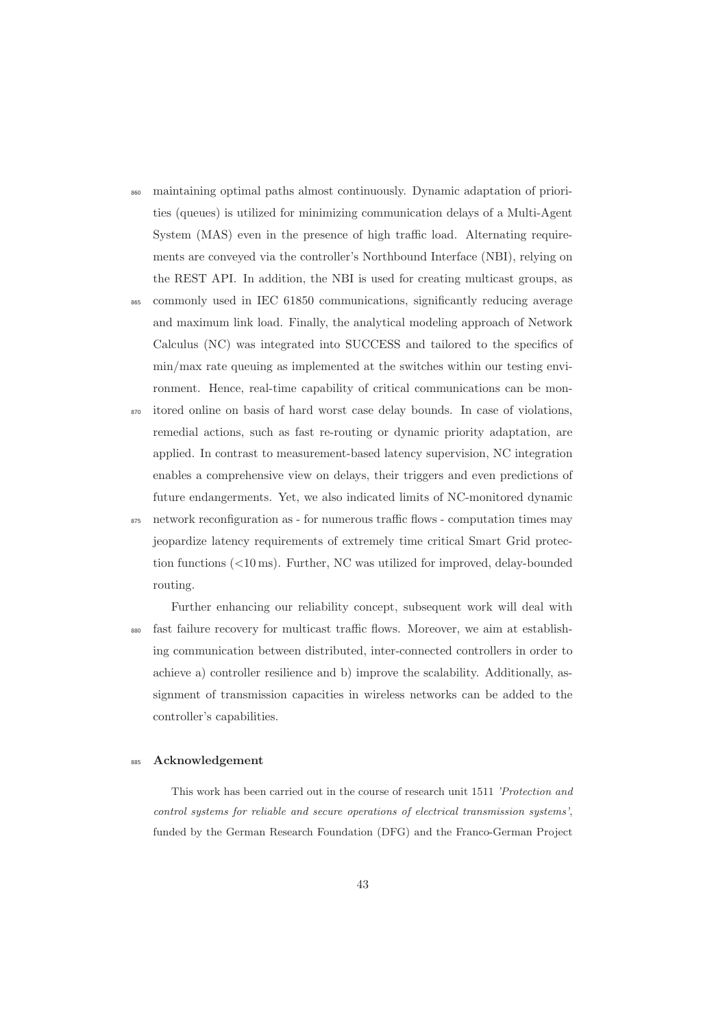maintaining optimal paths almost continuously. Dynamic adaptation of priorities (queues) is utilized for minimizing communication delays of a Multi-Agent System (MAS) even in the presence of high traffic load. Alternating requirements are conveyed via the controller's Northbound Interface (NBI), relying on the REST API. In addition, the NBI is used for creating multicast groups, as commonly used in IEC 61850 communications, significantly reducing average and maximum link load. Finally, the analytical modeling approach of Network Calculus (NC) was integrated into SUCCESS and tailored to the specifics of min/max rate queuing as implemented at the switches within our testing environment. Hence, real-time capability of critical communications can be monitored online on basis of hard worst case delay bounds. In case of violations, remedial actions, such as fast re-routing or dynamic priority adaptation, are applied. In contrast to measurement-based latency supervision, NC integration enables a comprehensive view on delays, their triggers and even predictions of future endangerments. Yet, we also indicated limits of NC-monitored dynamic network reconfiguration as - for numerous traffic flows - computation times may jeopardize latency requirements of extremely time critical Smart Grid protection functions (<10 ms). Further, NC was utilized for improved, delay-bounded routing.

Further enhancing our reliability concept, subsequent work will deal with fast failure recovery for multicast traffic flows. Moreover, we aim at establishing communication between distributed, inter-connected controllers in order to achieve a) controller resilience and b) improve the scalability. Additionally, assignment of transmission capacities in wireless networks can be added to the controller's capabilities.

## Acknowledgement

This work has been carried out in the course of research unit 1511 *'Protection and control systems for reliable and secure operations of electrical transmission systems'*, funded by the German Research Foundation (DFG) and the Franco-German Project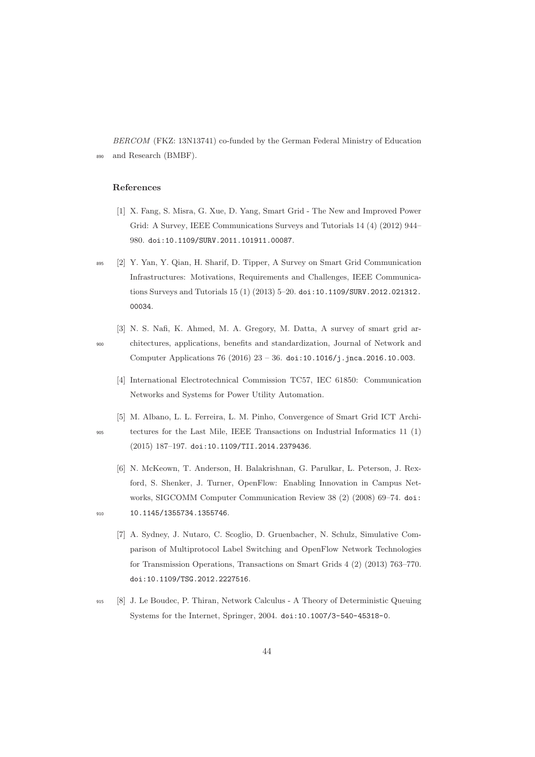*BERCOM* (FKZ: 13N13741) co-funded by the German Federal Ministry of Education and Research (BMBF).

## References

[1] X. Fang, S. Misra, G. Xue, D. Yang, Smart Grid - The New and Improved Power Grid: A Survey, IEEE Communications Surveys and Tutorials 14 (4) (2012) 944–980. doi:10.1109/SURV.2011.101911.00087.

[2] Y. Yan, Y. Qian, H. Sharif, D. Tipper, A Survey on Smart Grid Communication Infrastructures: Motivations, Requirements and Challenges, IEEE Communications Surveys and Tutorials 15 (1) (2013) 5–20. doi:10.1109/SURV.2012.021312.00034.

[3] N. S. Nafi, K. Ahmed, M. A. Gregory, M. Datta, A survey of smart grid architectures, applications, benefits and standardization, Journal of Network and Computer Applications 76 (2016) 23 – 36. doi:10.1016/j.jnca.2016.10.003.

[4] International Electrotechnical Commission TC57, IEC 61850: Communication Networks and Systems for Power Utility Automation.

[5] M. Albano, L. L. Ferreira, L. M. Pinho, Convergence of Smart Grid ICT Architectures for the Last Mile, IEEE Transactions on Industrial Informatics 11 (1) (2015) 187–197. doi:10.1109/TII.2014.2379436.

[6] N. McKeown, T. Anderson, H. Balakrishnan, G. Parulkar, L. Peterson, J. Rexford, S. Shenker, J. Turner, OpenFlow: Enabling Innovation in Campus Networks, SIGCOMM Computer Communication Review 38 (2) (2008) 69–74. doi:10.1145/1355734.1355746.

[7] A. Sydney, J. Nutaro, C. Scoglio, D. Gruenbacher, N. Schulz, Simulative Comparison of Multiprotocol Label Switching and OpenFlow Network Technologies for Transmission Operations, Transactions on Smart Grids 4 (2) (2013) 763–770. doi:10.1109/TSG.2012.2227516.

[8] J. Le Boudec, P. Thiran, Network Calculus - A Theory of Deterministic Queuing Systems for the Internet, Springer, 2004. doi:10.1007/3-540-45318-0.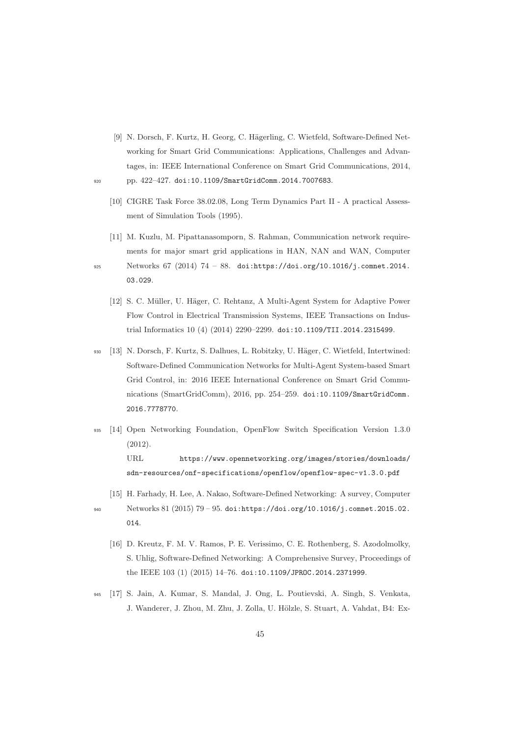[9] N. Dorsch, F. Kurtz, H. Georg, C. Hägerling, C. Wietfeld, Software-Defined Networking for Smart Grid Communications: Applications, Challenges and Advantages, in: IEEE International Conference on Smart Grid Communications, 2014, pp. 422–427. doi:10.1109/SmartGridComm.2014.7007683.

[10] CIGRE Task Force 38.02.08, Long Term Dynamics Part II - A practical Assessment of Simulation Tools (1995).

[11] M. Kuzlu, M. Pipattanasomporn, S. Rahman, Communication network requirements for major smart grid applications in HAN, NAN and WAN, Computer Networks 67 (2014) 74 – 88. doi:https://doi.org/10.1016/j.comnet.2014.03.029.

[12] S. C. Müller, U. Häger, C. Rehtanz, A Multi-Agent System for Adaptive Power Flow Control in Electrical Transmission Systems, IEEE Transactions on Industrial Informatics 10 (4) (2014) 2290–2299. doi:10.1109/TII.2014.2315499.

[13] N. Dorsch, F. Kurtz, S. Dalhues, L. Robitzky, U. Häger, C. Wietfeld, Intertwined: Software-Defined Communication Networks for Multi-Agent System-based Smart Grid Control, in: 2016 IEEE International Conference on Smart Grid Communications (SmartGridComm), 2016, pp. 254–259. doi:10.1109/SmartGridComm.2016.7778770.

[14] Open Networking Foundation, OpenFlow Switch Specification Version 1.3.0 (2012).
URL https://www.opennetworking.org/images/stories/downloads/sdn-resources/onf-specifications/openflow/openflow-spec-v1.3.0.pdf

[15] H. Farhady, H. Lee, A. Nakao, Software-Defined Networking: A survey, Computer Networks 81 (2015) 79 – 95. doi:https://doi.org/10.1016/j.comnet.2015.02.014.

[16] D. Kreutz, F. M. V. Ramos, P. E. Verissimo, C. E. Rothenberg, S. Azodolmolky, S. Uhlig, Software-Defined Networking: A Comprehensive Survey, Proceedings of the IEEE 103 (1) (2015) 14–76. doi:10.1109/JPROC.2014.2371999.

[17] S. Jain, A. Kumar, S. Mandal, J. Ong, L. Poutievski, A. Singh, S. Venkata, J. Wanderer, J. Zhou, M. Zhu, J. Zolla, U. Hölzle, S. Stuart, A. Vahdat, B4: Ex-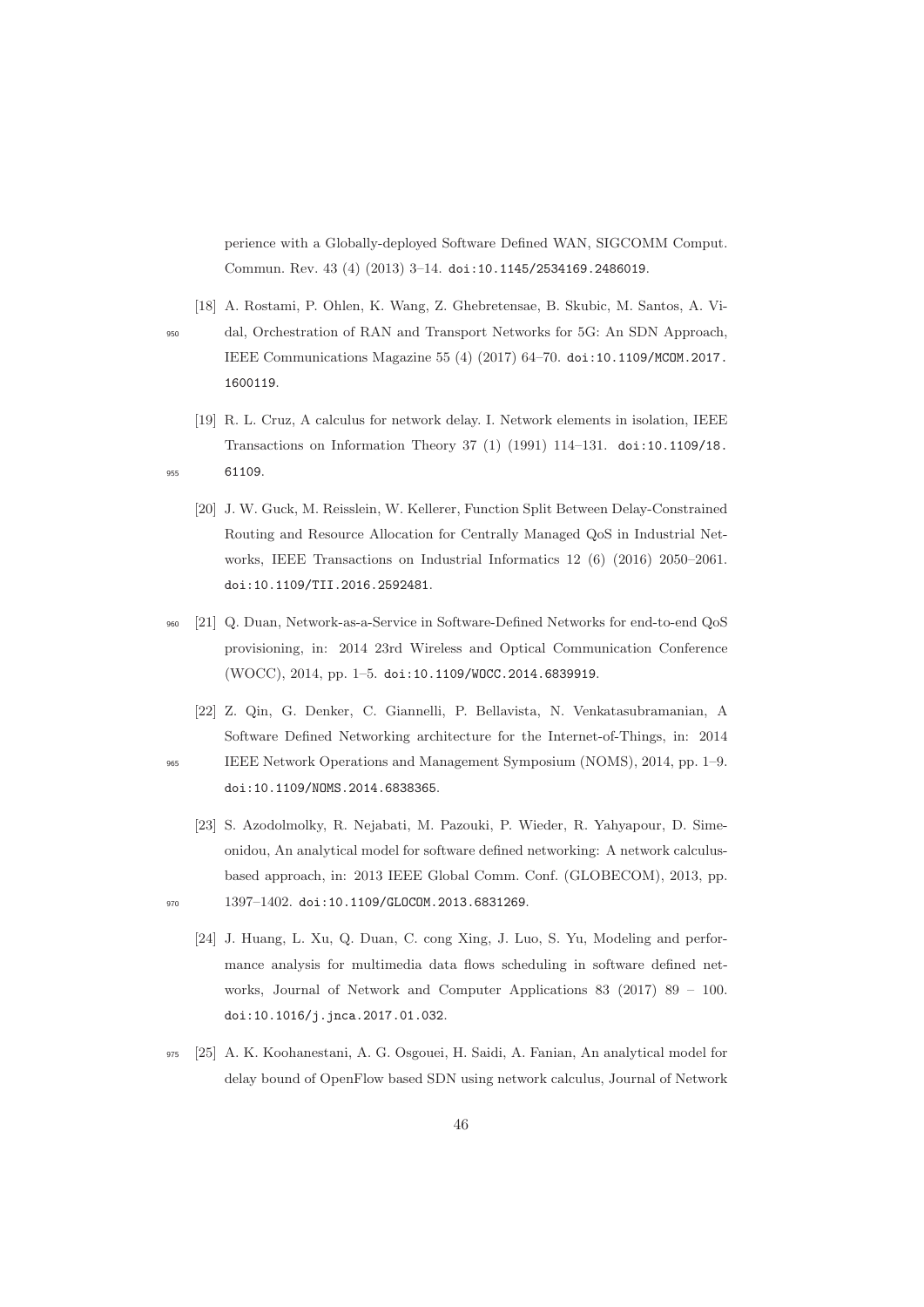perience with a Globally-deployed Software Defined WAN, SIGCOMM Comput. Commun. Rev. 43 (4) (2013) 3–14. doi:10.1145/2534169.2486019.

[18] A. Rostami, P. Ohlen, K. Wang, Z. Ghebretensae, B. Skubic, M. Santos, A. Vidal, Orchestration of RAN and Transport Networks for 5G: An SDN Approach, IEEE Communications Magazine 55 (4) (2017) 64–70. doi:10.1109/MCOM.2017.1600119.

[19] R. L. Cruz, A calculus for network delay. I. Network elements in isolation, IEEE Transactions on Information Theory 37 (1) (1991) 114–131. doi:10.1109/18.61109.

[20] J. W. Guck, M. Reisslein, W. Kellerer, Function Split Between Delay-Constrained Routing and Resource Allocation for Centrally Managed QoS in Industrial Networks, IEEE Transactions on Industrial Informatics 12 (6) (2016) 2050–2061. doi:10.1109/TII.2016.2592481.

[21] Q. Duan, Network-as-a-Service in Software-Defined Networks for end-to-end QoS provisioning, in: 2014 23rd Wireless and Optical Communication Conference (WOCC), 2014, pp. 1–5. doi:10.1109/WOCC.2014.6839919.

[22] Z. Qin, G. Denker, C. Giannelli, P. Bellavista, N. Venkatasubramanian, A Software Defined Networking architecture for the Internet-of-Things, in: 2014 IEEE Network Operations and Management Symposium (NOMS), 2014, pp. 1–9. doi:10.1109/NOMS.2014.6838365.

[23] S. Azodolmolky, R. Nejabati, M. Pazouki, P. Wieder, R. Yahyapour, D. Simeonidou, An analytical model for software defined networking: A network calculus-based approach, in: 2013 IEEE Global Comm. Conf. (GLOBECOM), 2013, pp. 1397–1402. doi:10.1109/GLOCOM.2013.6831269.

[24] J. Huang, L. Xu, Q. Duan, C. cong Xing, J. Luo, S. Yu, Modeling and performance analysis for multimedia data flows scheduling in software defined networks, Journal of Network and Computer Applications 83 (2017) 89 – 100. doi:10.1016/j.jnca.2017.01.032.

[25] A. K. Koohanestani, A. G. Osgouei, H. Saidi, A. Fanian, An analytical model for delay bound of OpenFlow based SDN using network calculus, Journal of Network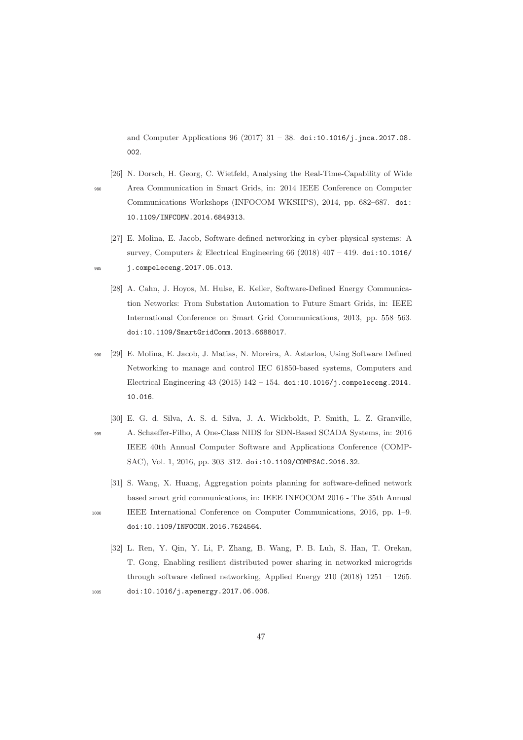and Computer Applications 96 (2017) 31 – 38. doi:10.1016/j.jnca.2017.08.002.

[26] N. Dorsch, H. Georg, C. Wietfeld, Analysing the Real-Time-Capability of Wide Area Communication in Smart Grids, in: 2014 IEEE Conference on Computer Communications Workshops (INFOCOM WKSHPS), 2014, pp. 682–687. doi:10.1109/INFCOMW.2014.6849313.

[27] E. Molina, E. Jacob, Software-defined networking in cyber-physical systems: A survey, Computers & Electrical Engineering 66 (2018) 407 – 419. doi:10.1016/j.compeleceng.2017.05.013.

[28] A. Cahn, J. Hoyos, M. Hulse, E. Keller, Software-Defined Energy Communication Networks: From Substation Automation to Future Smart Grids, in: IEEE International Conference on Smart Grid Communications, 2013, pp. 558–563. doi:10.1109/SmartGridComm.2013.6688017.

[29] E. Molina, E. Jacob, J. Matias, N. Moreira, A. Astarloa, Using Software Defined Networking to manage and control IEC 61850-based systems, Computers and Electrical Engineering 43 (2015) 142 – 154. doi:10.1016/j.compeleceng.2014.10.016.

[30] E. G. d. Silva, A. S. d. Silva, J. A. Wickboldt, P. Smith, L. Z. Granville, A. Schaeffer-Filho, A One-Class NIDS for SDN-Based SCADA Systems, in: 2016 IEEE 40th Annual Computer Software and Applications Conference (COMPSAC), Vol. 1, 2016, pp. 303–312. doi:10.1109/COMPSAC.2016.32.

[31] S. Wang, X. Huang, Aggregation points planning for software-defined network based smart grid communications, in: IEEE INFOCOM 2016 - The 35th Annual IEEE International Conference on Computer Communications, 2016, pp. 1–9. doi:10.1109/INFOCOM.2016.7524564.

[32] L. Ren, Y. Qin, Y. Li, P. Zhang, B. Wang, P. B. Luh, S. Han, T. Orekan, T. Gong, Enabling resilient distributed power sharing in networked microgrids through software defined networking, Applied Energy 210 (2018) 1251 – 1265. doi:10.1016/j.apenergy.2017.06.006.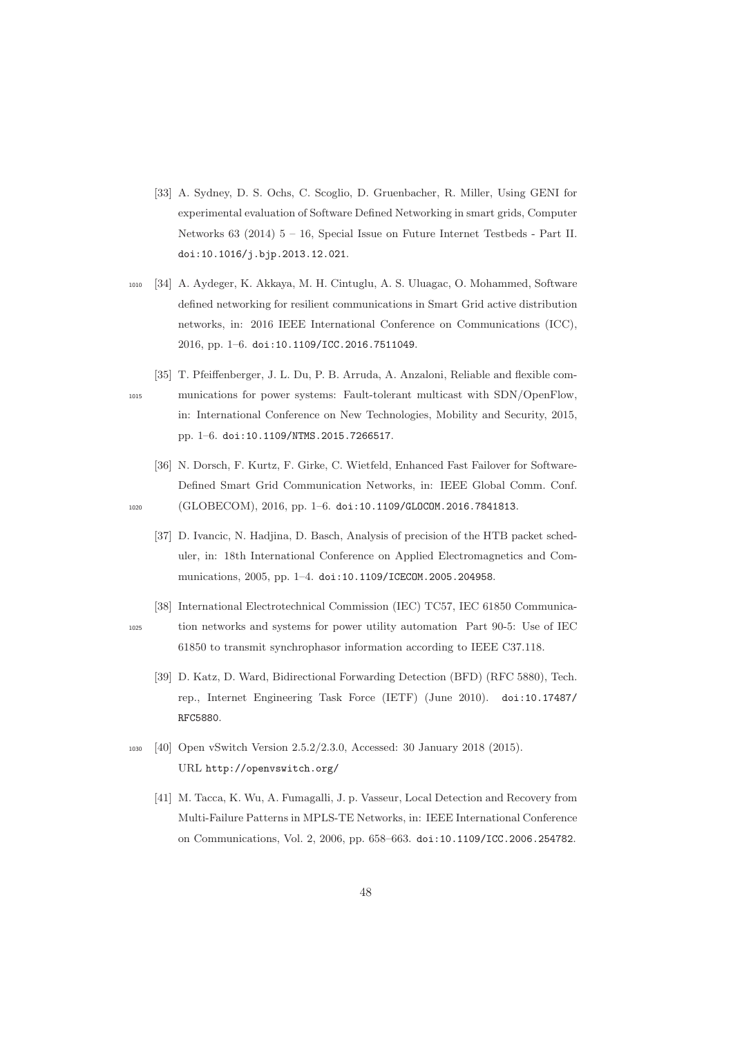[33] A. Sydney, D. S. Ochs, C. Scoglio, D. Gruenbacher, R. Miller, Using GENI for experimental evaluation of Software Defined Networking in smart grids, Computer Networks 63 (2014) 5 – 16, Special Issue on Future Internet Testbeds - Part II. doi:10.1016/j.bjp.2013.12.021.

[34] A. Aydeger, K. Akkaya, M. H. Cintuglu, A. S. Uluagac, O. Mohammed, Software defined networking for resilient communications in Smart Grid active distribution networks, in: 2016 IEEE International Conference on Communications (ICC), 2016, pp. 1–6. doi:10.1109/ICC.2016.7511049.

[35] T. Pfeiffenberger, J. L. Du, P. B. Arruda, A. Anzaloni, Reliable and flexible communications for power systems: Fault-tolerant multicast with SDN/OpenFlow, in: International Conference on New Technologies, Mobility and Security, 2015, pp. 1–6. doi:10.1109/NTMS.2015.7266517.

[36] N. Dorsch, F. Kurtz, F. Girke, C. Wietfeld, Enhanced Fast Failover for Software-Defined Smart Grid Communication Networks, in: IEEE Global Comm. Conf. (GLOBECOM), 2016, pp. 1–6. doi:10.1109/GLOCOM.2016.7841813.

[37] D. Ivancic, N. Hadjina, D. Basch, Analysis of precision of the HTB packet scheduler, in: 18th International Conference on Applied Electromagnetics and Communications, 2005, pp. 1–4. doi:10.1109/ICECOM.2005.204958.

[38] International Electrotechnical Commission (IEC) TC57, IEC 61850 Communication networks and systems for power utility automation Part 90-5: Use of IEC 61850 to transmit synchrophasor information according to IEEE C37.118.

[39] D. Katz, D. Ward, Bidirectional Forwarding Detection (BFD) (RFC 5880), Tech. rep., Internet Engineering Task Force (IETF) (June 2010). doi:10.17487/RFC5880.

[40] Open vSwitch Version 2.5.2/2.3.0, Accessed: 30 January 2018 (2015). URL http://openvswitch.org/

[41] M. Tacca, K. Wu, A. Fumagalli, J. p. Vasseur, Local Detection and Recovery from Multi-Failure Patterns in MPLS-TE Networks, in: IEEE International Conference on Communications, Vol. 2, 2006, pp. 658–663. doi:10.1109/ICC.2006.254782.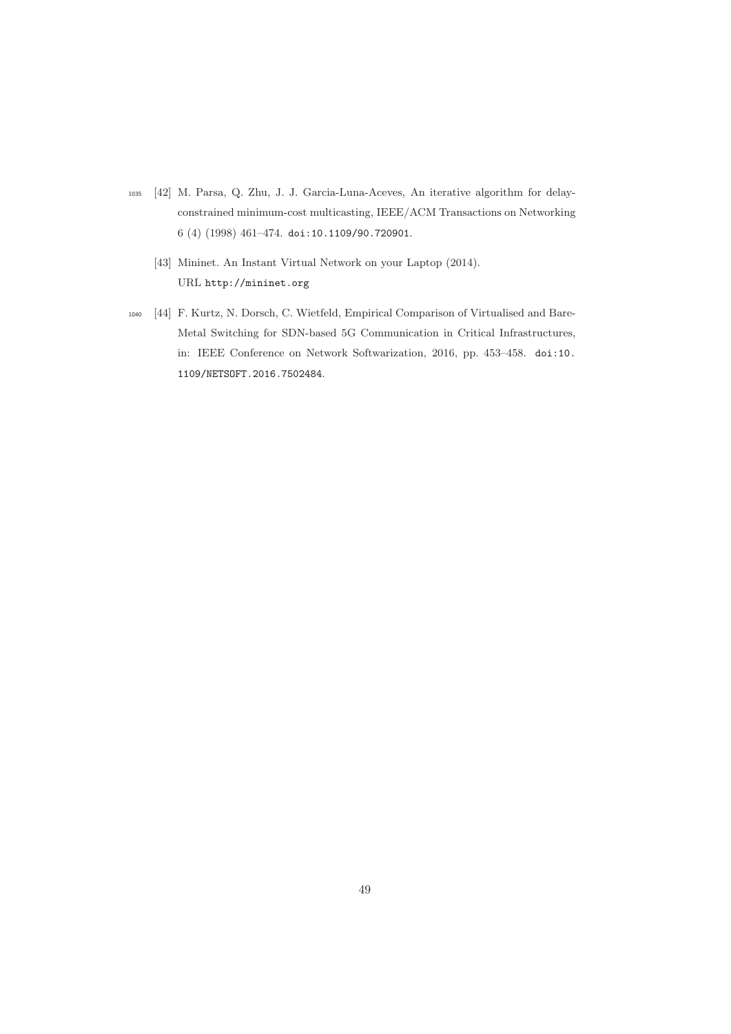[42] M. Parsa, Q. Zhu, J. J. Garcia-Luna-Aceves, An iterative algorithm for delay-constrained minimum-cost multicasting, IEEE/ACM Transactions on Networking 6 (4) (1998) 461–474. doi:10.1109/90.720901.

[43] Mininet. An Instant Virtual Network on your Laptop (2014). URL http://mininet.org

[44] F. Kurtz, N. Dorsch, C. Wietfeld, Empirical Comparison of Virtualised and Bare-Metal Switching for SDN-based 5G Communication in Critical Infrastructures, in: IEEE Conference on Network Softwarization, 2016, pp. 453–458. doi:10.1109/NETSOFT.2016.7502484.